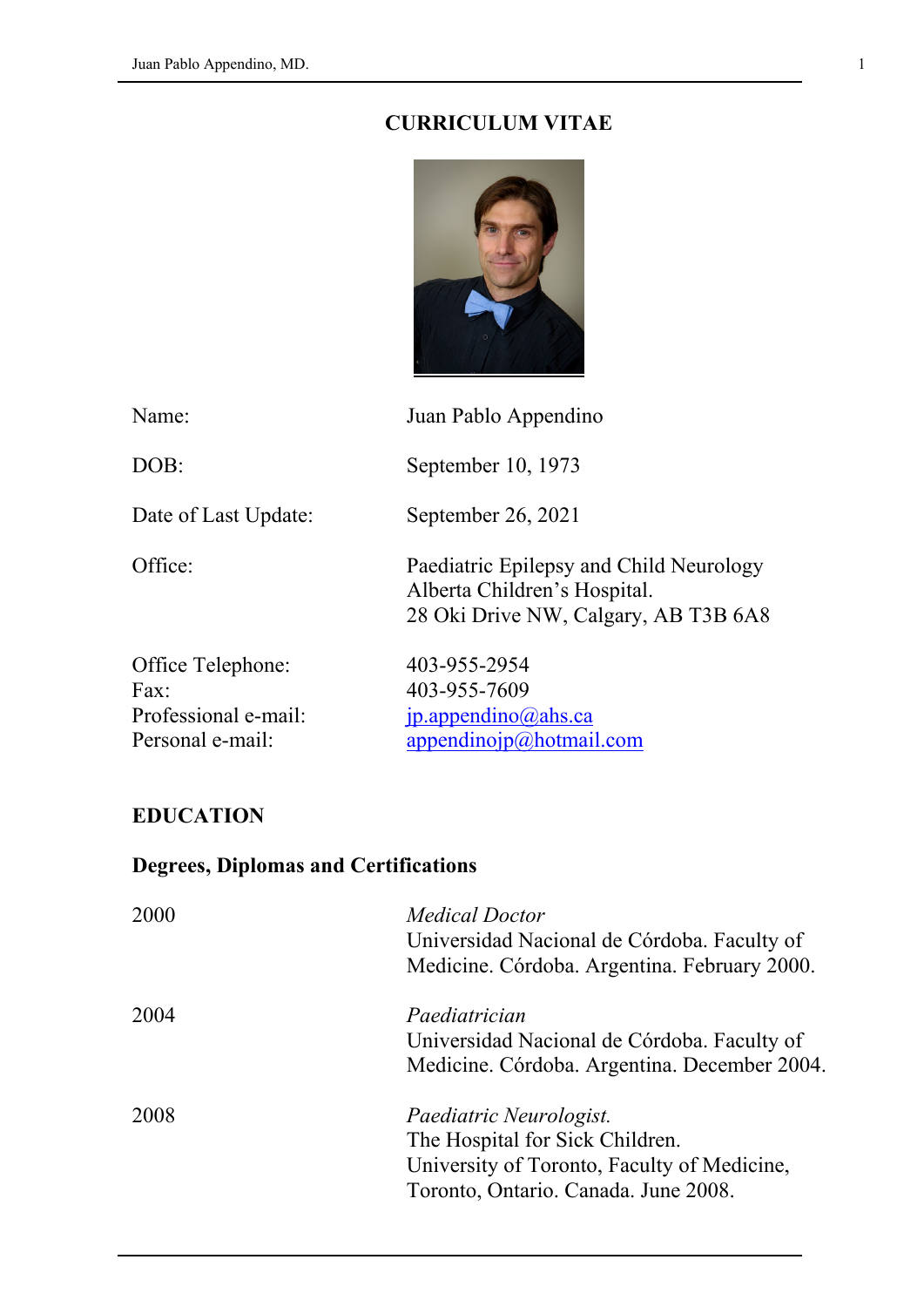# CURRICULUM VITAE

| | |
|---|---|
| Name: | Juan Pablo Appendino |
| DOB: | September 10, 1973 |
| Date of Last Update: | September 26, 2021 |
| Office: | Paediatric Epilepsy and Child Neurology<br>Alberta Children's Hospital.<br>28 Oki Drive NW, Calgary, AB T3B 6A8 |
| Office Telephone: | 403-955-2954 |
| Fax: | 403-955-7609 |
| Professional e-mail: | jp.appendino@ahs.ca |
| Personal e-mail: | appendinojp@hotmail.com |

## EDUCATION

### Degrees, Diplomas and Certifications

2000 — *Medical Doctor*
Universidad Nacional de Córdoba. Faculty of Medicine. Córdoba. Argentina. February 2000.

2004 — *Paediatrician*
Universidad Nacional de Córdoba. Faculty of Medicine. Córdoba. Argentina. December 2004.

2008 — *Paediatric Neurologist.*
The Hospital for Sick Children.
University of Toronto, Faculty of Medicine, Toronto, Ontario. Canada. June 2008.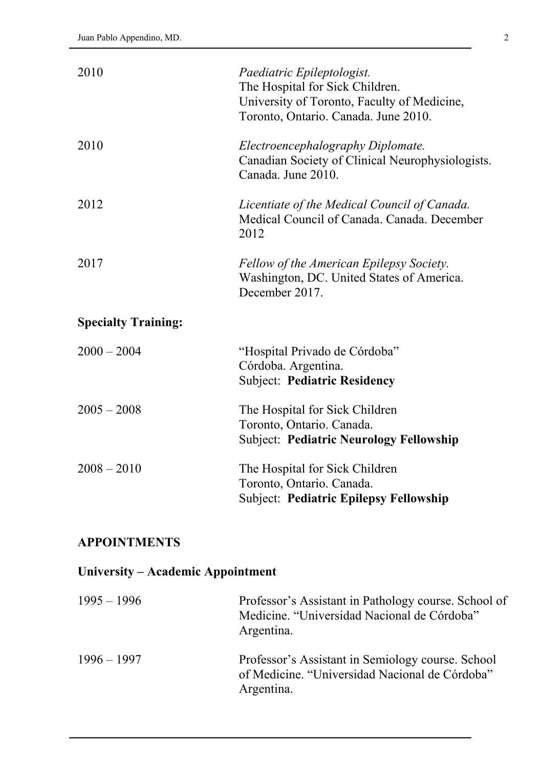2010 — *Paediatric Epileptologist.*
The Hospital for Sick Children.
University of Toronto, Faculty of Medicine,
Toronto, Ontario. Canada. June 2010.

2010 — *Electroencephalography Diplomate.*
Canadian Society of Clinical Neurophysiologists.
Canada. June 2010.

2012 — *Licentiate of the Medical Council of Canada.*
Medical Council of Canada. Canada. December 2012

2017 — *Fellow of the American Epilepsy Society.*
Washington, DC. United States of America.
December 2017.

**Specialty Training:**

2000 – 2004 — "Hospital Privado de Córdoba"
Córdoba. Argentina.
Subject: **Pediatric Residency**

2005 – 2008 — The Hospital for Sick Children
Toronto, Ontario. Canada.
Subject: **Pediatric Neurology Fellowship**

2008 – 2010 — The Hospital for Sick Children
Toronto, Ontario. Canada.
Subject: **Pediatric Epilepsy Fellowship**

## APPOINTMENTS

### University – Academic Appointment

1995 – 1996 — Professor's Assistant in Pathology course. School of Medicine. "Universidad Nacional de Córdoba" Argentina.

1996 – 1997 — Professor's Assistant in Semiology course. School of Medicine. "Universidad Nacional de Córdoba" Argentina.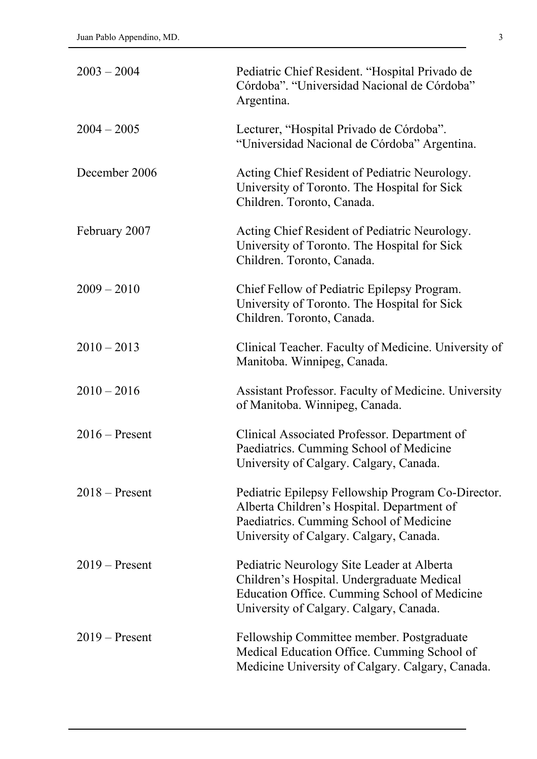| | |
|---|---|
| 2003 – 2004 | Pediatric Chief Resident. "Hospital Privado de Córdoba". "Universidad Nacional de Córdoba" Argentina. |
| 2004 – 2005 | Lecturer, "Hospital Privado de Córdoba". "Universidad Nacional de Córdoba" Argentina. |
| December 2006 | Acting Chief Resident of Pediatric Neurology. University of Toronto. The Hospital for Sick Children. Toronto, Canada. |
| February 2007 | Acting Chief Resident of Pediatric Neurology. University of Toronto. The Hospital for Sick Children. Toronto, Canada. |
| 2009 – 2010 | Chief Fellow of Pediatric Epilepsy Program. University of Toronto. The Hospital for Sick Children. Toronto, Canada. |
| 2010 – 2013 | Clinical Teacher. Faculty of Medicine. University of Manitoba. Winnipeg, Canada. |
| 2010 – 2016 | Assistant Professor. Faculty of Medicine. University of Manitoba. Winnipeg, Canada. |
| 2016 – Present | Clinical Associated Professor. Department of Paediatrics. Cumming School of Medicine University of Calgary. Calgary, Canada. |
| 2018 – Present | Pediatric Epilepsy Fellowship Program Co-Director. Alberta Children's Hospital. Department of Paediatrics. Cumming School of Medicine University of Calgary. Calgary, Canada. |
| 2019 – Present | Pediatric Neurology Site Leader at Alberta Children's Hospital. Undergraduate Medical Education Office. Cumming School of Medicine University of Calgary. Calgary, Canada. |
| 2019 – Present | Fellowship Committee member. Postgraduate Medical Education Office. Cumming School of Medicine University of Calgary. Calgary, Canada. |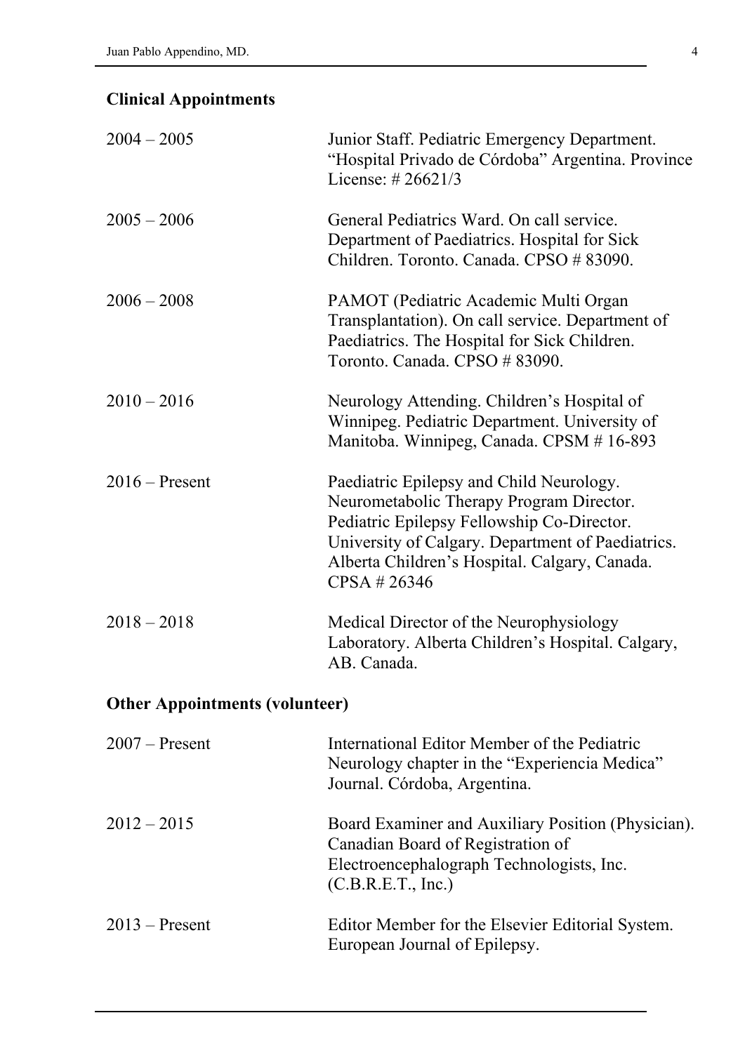## Clinical Appointments

| | |
|---|---|
| 2004 – 2005 | Junior Staff. Pediatric Emergency Department. "Hospital Privado de Córdoba" Argentina. Province License: # 26621/3 |
| 2005 – 2006 | General Pediatrics Ward. On call service. Department of Paediatrics. Hospital for Sick Children. Toronto. Canada. CPSO # 83090. |
| 2006 – 2008 | PAMOT (Pediatric Academic Multi Organ Transplantation). On call service. Department of Paediatrics. The Hospital for Sick Children. Toronto. Canada. CPSO # 83090. |
| 2010 – 2016 | Neurology Attending. Children's Hospital of Winnipeg. Pediatric Department. University of Manitoba. Winnipeg, Canada. CPSM # 16-893 |
| 2016 – Present | Paediatric Epilepsy and Child Neurology. Neurometabolic Therapy Program Director. Pediatric Epilepsy Fellowship Co-Director. University of Calgary. Department of Paediatrics. Alberta Children's Hospital. Calgary, Canada. CPSA # 26346 |
| 2018 – 2018 | Medical Director of the Neurophysiology Laboratory. Alberta Children's Hospital. Calgary, AB. Canada. |

## Other Appointments (volunteer)

| | |
|---|---|
| 2007 – Present | International Editor Member of the Pediatric Neurology chapter in the "Experiencia Medica" Journal. Córdoba, Argentina. |
| 2012 – 2015 | Board Examiner and Auxiliary Position (Physician). Canadian Board of Registration of Electroencephalograph Technologists, Inc. (C.B.R.E.T., Inc.) |
| 2013 – Present | Editor Member for the Elsevier Editorial System. European Journal of Epilepsy. |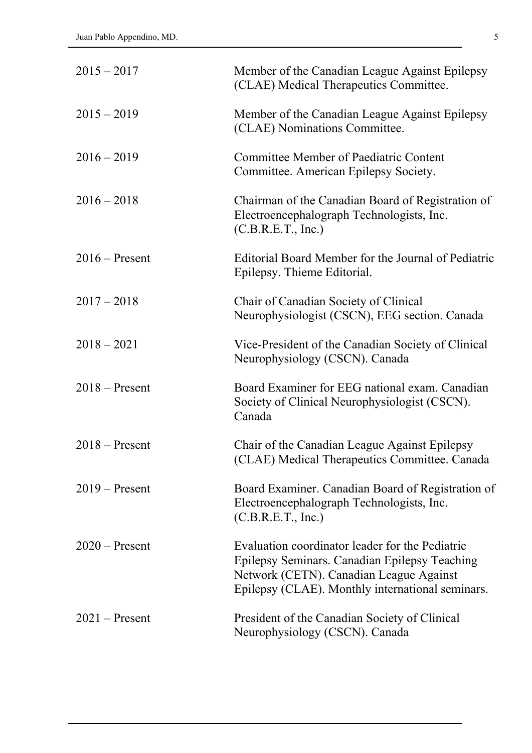| | |
|---|---|
| 2015 – 2017 | Member of the Canadian League Against Epilepsy (CLAE) Medical Therapeutics Committee. |
| 2015 – 2019 | Member of the Canadian League Against Epilepsy (CLAE) Nominations Committee. |
| 2016 – 2019 | Committee Member of Paediatric Content Committee. American Epilepsy Society. |
| 2016 – 2018 | Chairman of the Canadian Board of Registration of Electroencephalograph Technologists, Inc. (C.B.R.E.T., Inc.) |
| 2016 – Present | Editorial Board Member for the Journal of Pediatric Epilepsy. Thieme Editorial. |
| 2017 – 2018 | Chair of Canadian Society of Clinical Neurophysiologist (CSCN), EEG section. Canada |
| 2018 – 2021 | Vice-President of the Canadian Society of Clinical Neurophysiology (CSCN). Canada |
| 2018 – Present | Board Examiner for EEG national exam. Canadian Society of Clinical Neurophysiologist (CSCN). Canada |
| 2018 – Present | Chair of the Canadian League Against Epilepsy (CLAE) Medical Therapeutics Committee. Canada |
| 2019 – Present | Board Examiner. Canadian Board of Registration of Electroencephalograph Technologists, Inc. (C.B.R.E.T., Inc.) |
| 2020 – Present | Evaluation coordinator leader for the Pediatric Epilepsy Seminars. Canadian Epilepsy Teaching Network (CETN). Canadian League Against Epilepsy (CLAE). Monthly international seminars. |
| 2021 – Present | President of the Canadian Society of Clinical Neurophysiology (CSCN). Canada |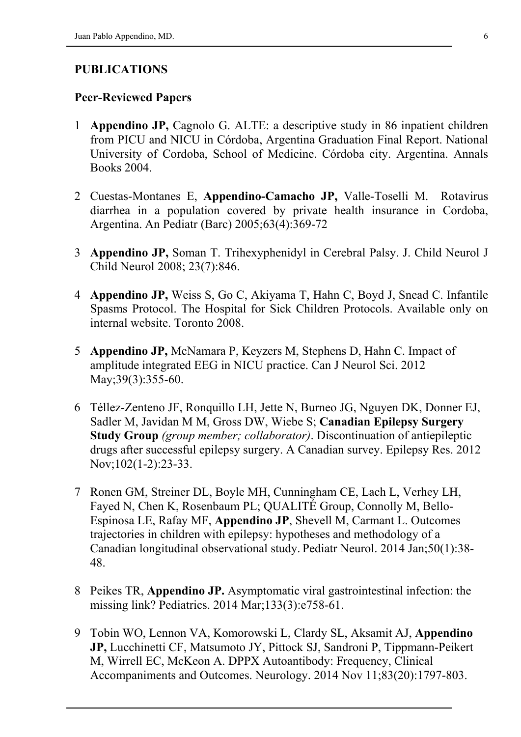## PUBLICATIONS

### Peer-Reviewed Papers

1. **Appendino JP,** Cagnolo G. ALTE: a descriptive study in 86 inpatient children from PICU and NICU in Córdoba, Argentina Graduation Final Report. National University of Cordoba, School of Medicine. Córdoba city. Argentina. Annals Books 2004.

2. Cuestas-Montanes E, **Appendino-Camacho JP,** Valle-Toselli M. Rotavirus diarrhea in a population covered by private health insurance in Cordoba, Argentina. An Pediatr (Barc) 2005;63(4):369-72

3. **Appendino JP,** Soman T. Trihexyphenidyl in Cerebral Palsy. J. Child Neurol J Child Neurol 2008; 23(7):846.

4. **Appendino JP,** Weiss S, Go C, Akiyama T, Hahn C, Boyd J, Snead C. Infantile Spasms Protocol. The Hospital for Sick Children Protocols. Available only on internal website. Toronto 2008.

5. **Appendino JP,** McNamara P, Keyzers M, Stephens D, Hahn C. Impact of amplitude integrated EEG in NICU practice. Can J Neurol Sci. 2012 May;39(3):355-60.

6. Téllez-Zenteno JF, Ronquillo LH, Jette N, Burneo JG, Nguyen DK, Donner EJ, Sadler M, Javidan M M, Gross DW, Wiebe S; **Canadian Epilepsy Surgery Study Group** *(group member; collaborator)*. Discontinuation of antiepileptic drugs after successful epilepsy surgery. A Canadian survey. Epilepsy Res. 2012 Nov;102(1-2):23-33.

7. Ronen GM, Streiner DL, Boyle MH, Cunningham CE, Lach L, Verhey LH, Fayed N, Chen K, Rosenbaum PL; QUALITÉ Group, Connolly M, Bello-Espinosa LE, Rafay MF, **Appendino JP**, Shevell M, Carmant L. Outcomes trajectories in children with epilepsy: hypotheses and methodology of a Canadian longitudinal observational study. Pediatr Neurol. 2014 Jan;50(1):38-48.

8. Peikes TR, **Appendino JP.** Asymptomatic viral gastrointestinal infection: the missing link? Pediatrics. 2014 Mar;133(3):e758-61.

9. Tobin WO, Lennon VA, Komorowski L, Clardy SL, Aksamit AJ, **Appendino JP,** Lucchinetti CF, Matsumoto JY, Pittock SJ, Sandroni P, Tippmann-Peikert M, Wirrell EC, McKeon A. DPPX Autoantibody: Frequency, Clinical Accompaniments and Outcomes. Neurology. 2014 Nov 11;83(20):1797-803.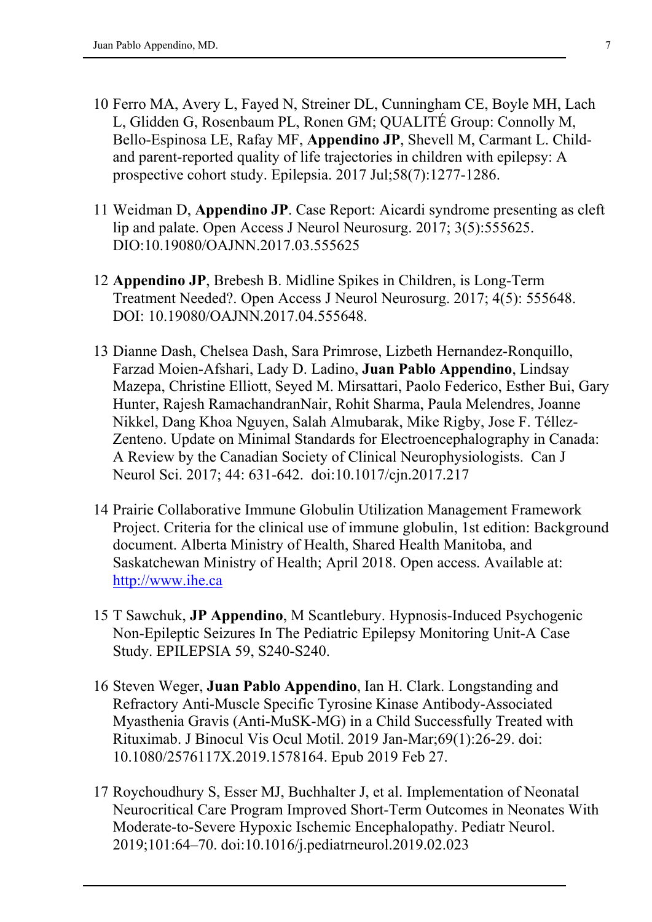10 Ferro MA, Avery L, Fayed N, Streiner DL, Cunningham CE, Boyle MH, Lach L, Glidden G, Rosenbaum PL, Ronen GM; QUALITÉ Group: Connolly M, Bello-Espinosa LE, Rafay MF, **Appendino JP**, Shevell M, Carmant L. Child- and parent-reported quality of life trajectories in children with epilepsy: A prospective cohort study. Epilepsia. 2017 Jul;58(7):1277-1286.

11 Weidman D, **Appendino JP**. Case Report: Aicardi syndrome presenting as cleft lip and palate. Open Access J Neurol Neurosurg. 2017; 3(5):555625. DIO:10.19080/OAJNN.2017.03.555625

12 **Appendino JP**, Brebesh B. Midline Spikes in Children, is Long-Term Treatment Needed?. Open Access J Neurol Neurosurg. 2017; 4(5): 555648. DOI: 10.19080/OAJNN.2017.04.555648.

13 Dianne Dash, Chelsea Dash, Sara Primrose, Lizbeth Hernandez-Ronquillo, Farzad Moien-Afshari, Lady D. Ladino, **Juan Pablo Appendino**, Lindsay Mazepa, Christine Elliott, Seyed M. Mirsattari, Paolo Federico, Esther Bui, Gary Hunter, Rajesh RamachandranNair, Rohit Sharma, Paula Melendres, Joanne Nikkel, Dang Khoa Nguyen, Salah Almubarak, Mike Rigby, Jose F. Téllez-Zenteno. Update on Minimal Standards for Electroencephalography in Canada: A Review by the Canadian Society of Clinical Neurophysiologists. Can J Neurol Sci. 2017; 44: 631-642. doi:10.1017/cjn.2017.217

14 Prairie Collaborative Immune Globulin Utilization Management Framework Project. Criteria for the clinical use of immune globulin, 1st edition: Background document. Alberta Ministry of Health, Shared Health Manitoba, and Saskatchewan Ministry of Health; April 2018. Open access. Available at: [http://www.ihe.ca](http://www.ihe.ca)

15 T Sawchuk, **JP Appendino**, M Scantlebury. Hypnosis-Induced Psychogenic Non-Epileptic Seizures In The Pediatric Epilepsy Monitoring Unit-A Case Study. EPILEPSIA 59, S240-S240.

16 Steven Weger, **Juan Pablo Appendino**, Ian H. Clark. Longstanding and Refractory Anti-Muscle Specific Tyrosine Kinase Antibody-Associated Myasthenia Gravis (Anti-MuSK-MG) in a Child Successfully Treated with Rituximab. J Binocul Vis Ocul Motil. 2019 Jan-Mar;69(1):26-29. doi: 10.1080/2576117X.2019.1578164. Epub 2019 Feb 27.

17 Roychoudhury S, Esser MJ, Buchhalter J, et al. Implementation of Neonatal Neurocritical Care Program Improved Short-Term Outcomes in Neonates With Moderate-to-Severe Hypoxic Ischemic Encephalopathy. Pediatr Neurol. 2019;101:64–70. doi:10.1016/j.pediatrneurol.2019.02.023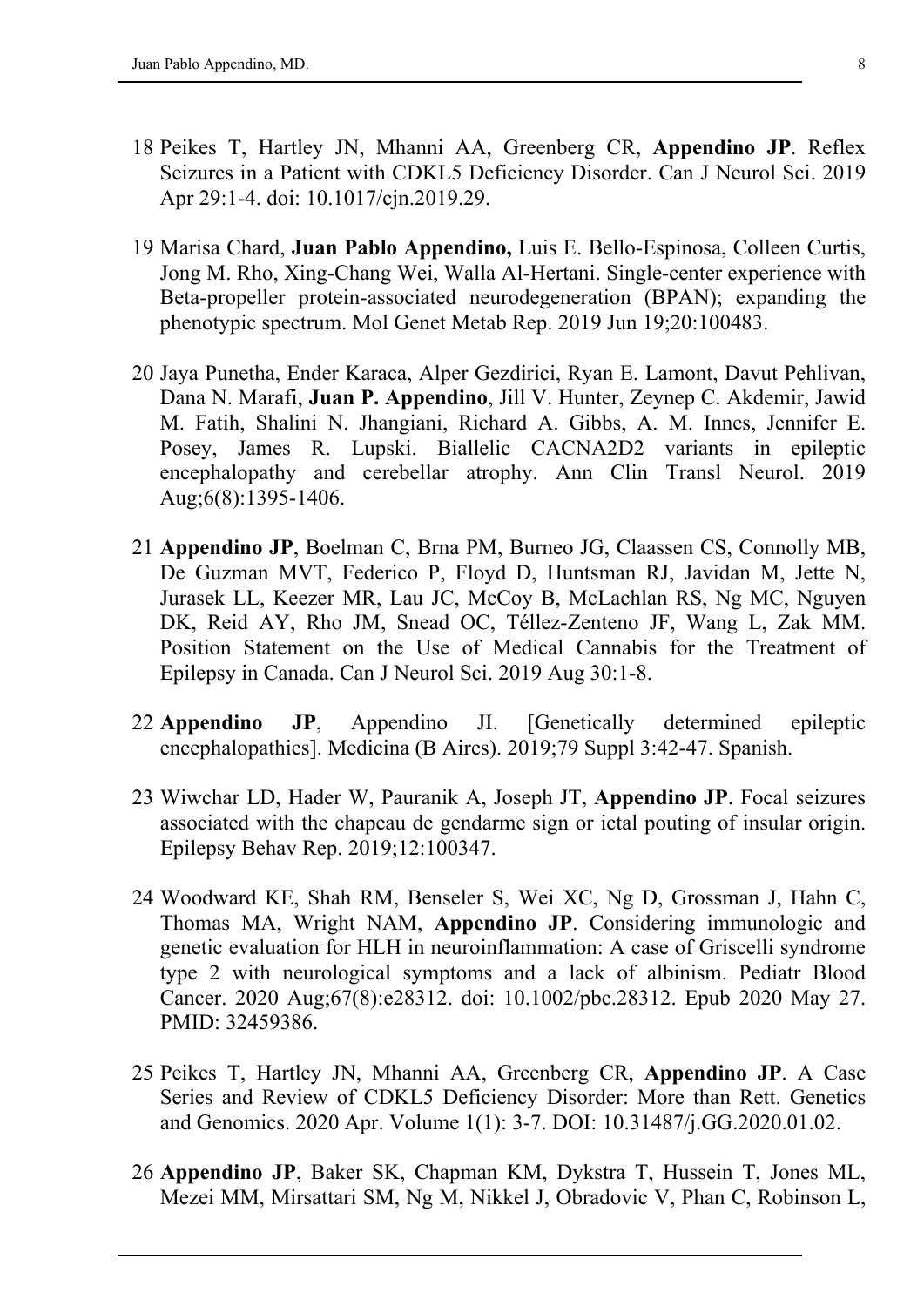18 Peikes T, Hartley JN, Mhanni AA, Greenberg CR, **Appendino JP**. Reflex Seizures in a Patient with CDKL5 Deficiency Disorder. Can J Neurol Sci. 2019 Apr 29:1-4. doi: 10.1017/cjn.2019.29.

19 Marisa Chard, **Juan Pablo Appendino,** Luis E. Bello-Espinosa, Colleen Curtis, Jong M. Rho, Xing-Chang Wei, Walla Al-Hertani. Single-center experience with Beta-propeller protein-associated neurodegeneration (BPAN); expanding the phenotypic spectrum. Mol Genet Metab Rep. 2019 Jun 19;20:100483.

20 Jaya Punetha, Ender Karaca, Alper Gezdirici, Ryan E. Lamont, Davut Pehlivan, Dana N. Marafi, **Juan P. Appendino**, Jill V. Hunter, Zeynep C. Akdemir, Jawid M. Fatih, Shalini N. Jhangiani, Richard A. Gibbs, A. M. Innes, Jennifer E. Posey, James R. Lupski. Biallelic CACNA2D2 variants in epileptic encephalopathy and cerebellar atrophy. Ann Clin Transl Neurol. 2019 Aug;6(8):1395-1406.

21 **Appendino JP**, Boelman C, Brna PM, Burneo JG, Claassen CS, Connolly MB, De Guzman MVT, Federico P, Floyd D, Huntsman RJ, Javidan M, Jette N, Jurasek LL, Keezer MR, Lau JC, McCoy B, McLachlan RS, Ng MC, Nguyen DK, Reid AY, Rho JM, Snead OC, Téllez-Zenteno JF, Wang L, Zak MM. Position Statement on the Use of Medical Cannabis for the Treatment of Epilepsy in Canada. Can J Neurol Sci. 2019 Aug 30:1-8.

22 **Appendino JP**, Appendino JI. [Genetically determined epileptic encephalopathies]. Medicina (B Aires). 2019;79 Suppl 3:42-47. Spanish.

23 Wiwchar LD, Hader W, Pauranik A, Joseph JT, **Appendino JP**. Focal seizures associated with the chapeau de gendarme sign or ictal pouting of insular origin. Epilepsy Behav Rep. 2019;12:100347.

24 Woodward KE, Shah RM, Benseler S, Wei XC, Ng D, Grossman J, Hahn C, Thomas MA, Wright NAM, **Appendino JP**. Considering immunologic and genetic evaluation for HLH in neuroinflammation: A case of Griscelli syndrome type 2 with neurological symptoms and a lack of albinism. Pediatr Blood Cancer. 2020 Aug;67(8):e28312. doi: 10.1002/pbc.28312. Epub 2020 May 27. PMID: 32459386.

25 Peikes T, Hartley JN, Mhanni AA, Greenberg CR, **Appendino JP**. A Case Series and Review of CDKL5 Deficiency Disorder: More than Rett. Genetics and Genomics. 2020 Apr. Volume 1(1): 3-7. DOI: 10.31487/j.GG.2020.01.02.

26 **Appendino JP**, Baker SK, Chapman KM, Dykstra T, Hussein T, Jones ML, Mezei MM, Mirsattari SM, Ng M, Nikkel J, Obradovic V, Phan C, Robinson L,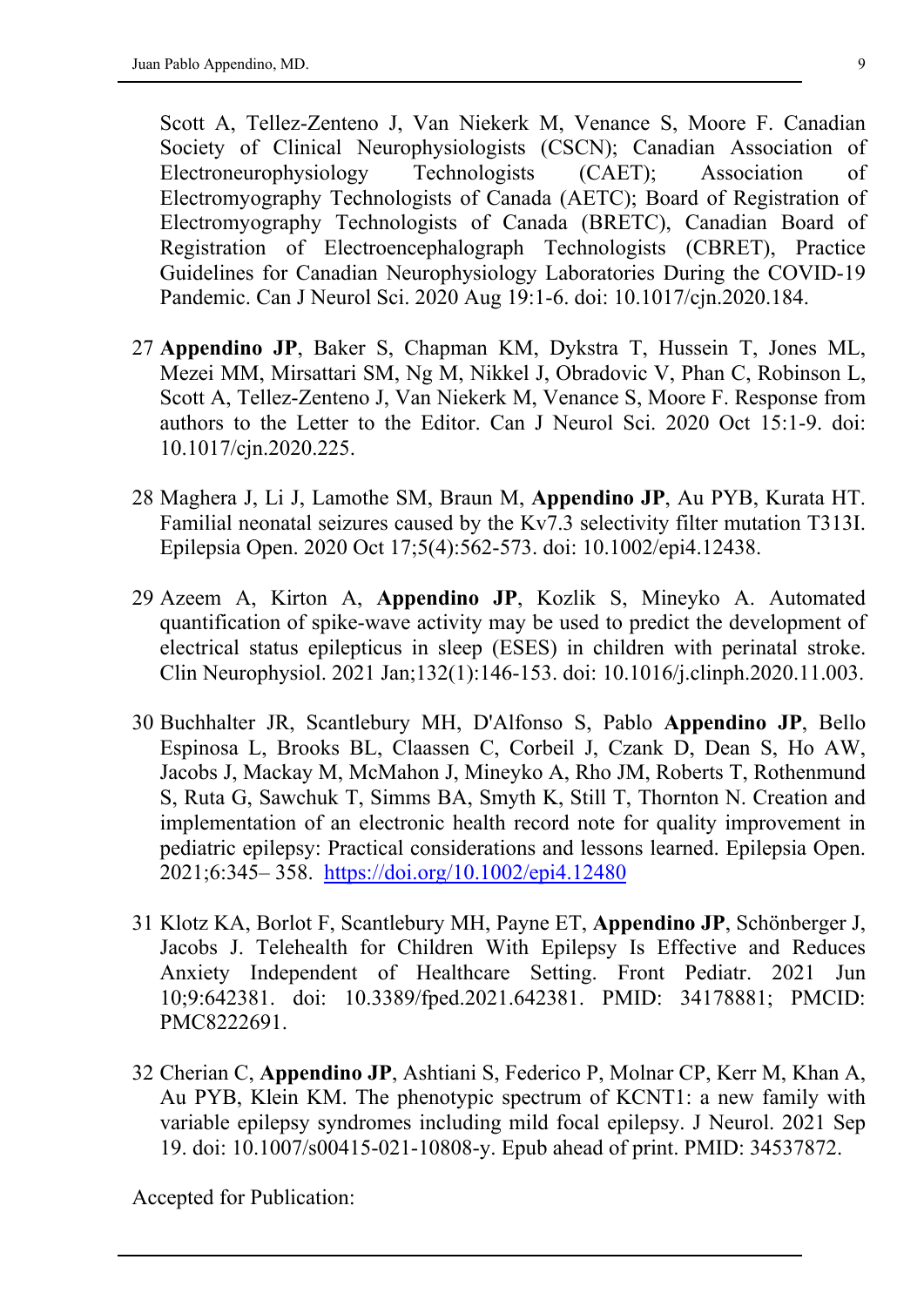Scott A, Tellez-Zenteno J, Van Niekerk M, Venance S, Moore F. Canadian Society of Clinical Neurophysiologists (CSCN); Canadian Association of Electroneurophysiology Technologists (CAET); Association of Electromyography Technologists of Canada (AETC); Board of Registration of Electromyography Technologists of Canada (BRETC), Canadian Board of Registration of Electroencephalograph Technologists (CBRET), Practice Guidelines for Canadian Neurophysiology Laboratories During the COVID-19 Pandemic. Can J Neurol Sci. 2020 Aug 19:1-6. doi: 10.1017/cjn.2020.184.

27 **Appendino JP**, Baker S, Chapman KM, Dykstra T, Hussein T, Jones ML, Mezei MM, Mirsattari SM, Ng M, Nikkel J, Obradovic V, Phan C, Robinson L, Scott A, Tellez-Zenteno J, Van Niekerk M, Venance S, Moore F. Response from authors to the Letter to the Editor. Can J Neurol Sci. 2020 Oct 15:1-9. doi: 10.1017/cjn.2020.225.

28 Maghera J, Li J, Lamothe SM, Braun M, **Appendino JP**, Au PYB, Kurata HT. Familial neonatal seizures caused by the Kv7.3 selectivity filter mutation T313I. Epilepsia Open. 2020 Oct 17;5(4):562-573. doi: 10.1002/epi4.12438.

29 Azeem A, Kirton A, **Appendino JP**, Kozlik S, Mineyko A. Automated quantification of spike-wave activity may be used to predict the development of electrical status epilepticus in sleep (ESES) in children with perinatal stroke. Clin Neurophysiol. 2021 Jan;132(1):146-153. doi: 10.1016/j.clinph.2020.11.003.

30 Buchhalter JR, Scantlebury MH, D'Alfonso S, Pablo **Appendino JP**, Bello Espinosa L, Brooks BL, Claassen C, Corbeil J, Czank D, Dean S, Ho AW, Jacobs J, Mackay M, McMahon J, Mineyko A, Rho JM, Roberts T, Rothenmund S, Ruta G, Sawchuk T, Simms BA, Smyth K, Still T, Thornton N. Creation and implementation of an electronic health record note for quality improvement in pediatric epilepsy: Practical considerations and lessons learned. Epilepsia Open. 2021;6:345– 358. https://doi.org/10.1002/epi4.12480

31 Klotz KA, Borlot F, Scantlebury MH, Payne ET, **Appendino JP**, Schönberger J, Jacobs J. Telehealth for Children With Epilepsy Is Effective and Reduces Anxiety Independent of Healthcare Setting. Front Pediatr. 2021 Jun 10;9:642381. doi: 10.3389/fped.2021.642381. PMID: 34178881; PMCID: PMC8222691.

32 Cherian C, **Appendino JP**, Ashtiani S, Federico P, Molnar CP, Kerr M, Khan A, Au PYB, Klein KM. The phenotypic spectrum of KCNT1: a new family with variable epilepsy syndromes including mild focal epilepsy. J Neurol. 2021 Sep 19. doi: 10.1007/s00415-021-10808-y. Epub ahead of print. PMID: 34537872.

Accepted for Publication: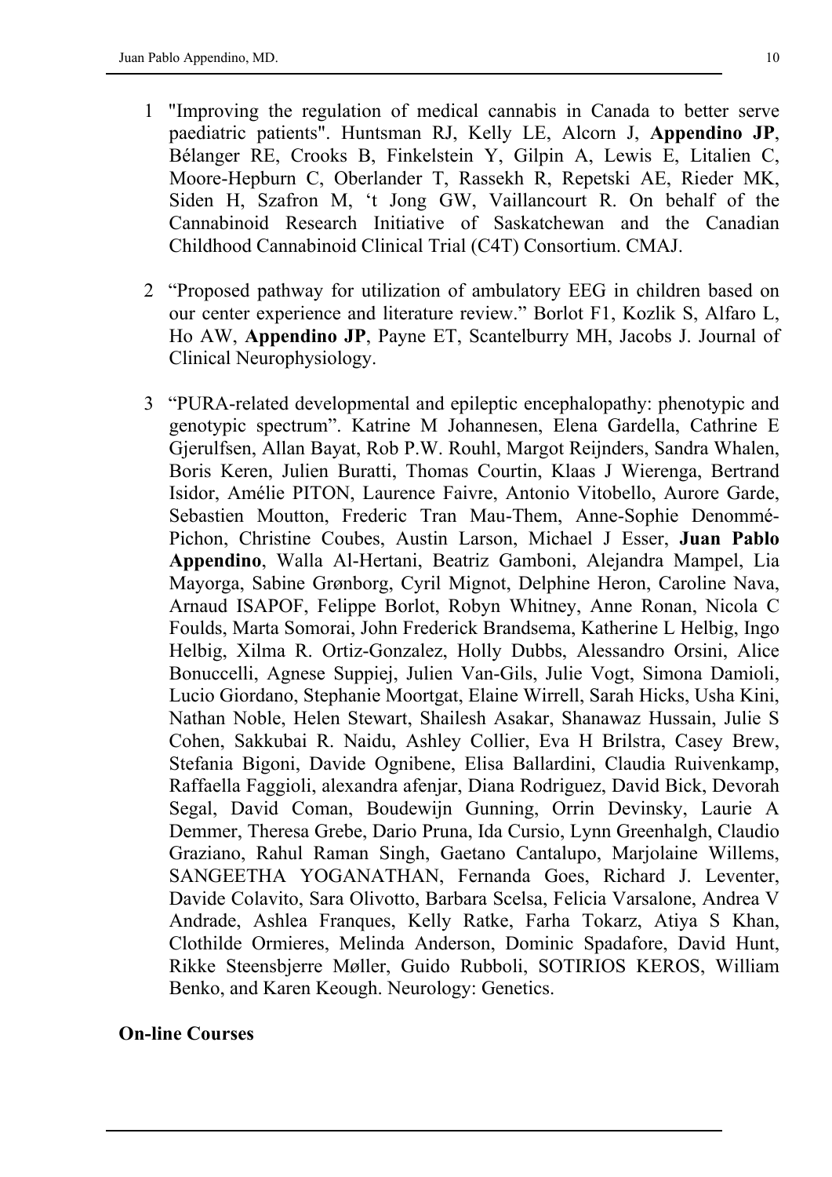1. "Improving the regulation of medical cannabis in Canada to better serve paediatric patients". Huntsman RJ, Kelly LE, Alcorn J, **Appendino JP**, Bélanger RE, Crooks B, Finkelstein Y, Gilpin A, Lewis E, Litalien C, Moore-Hepburn C, Oberlander T, Rassekh R, Repetski AE, Rieder MK, Siden H, Szafron M, 't Jong GW, Vaillancourt R. On behalf of the Cannabinoid Research Initiative of Saskatchewan and the Canadian Childhood Cannabinoid Clinical Trial (C4T) Consortium. CMAJ.

2. "Proposed pathway for utilization of ambulatory EEG in children based on our center experience and literature review." Borlot F1, Kozlik S, Alfaro L, Ho AW, **Appendino JP**, Payne ET, Scantelburry MH, Jacobs J. Journal of Clinical Neurophysiology.

3. "PURA-related developmental and epileptic encephalopathy: phenotypic and genotypic spectrum". Katrine M Johannesen, Elena Gardella, Cathrine E Gjerulfsen, Allan Bayat, Rob P.W. Rouhl, Margot Reijnders, Sandra Whalen, Boris Keren, Julien Buratti, Thomas Courtin, Klaas J Wierenga, Bertrand Isidor, Amélie PITON, Laurence Faivre, Antonio Vitobello, Aurore Garde, Sebastien Moutton, Frederic Tran Mau-Them, Anne-Sophie Denommé-Pichon, Christine Coubes, Austin Larson, Michael J Esser, **Juan Pablo Appendino**, Walla Al-Hertani, Beatriz Gamboni, Alejandra Mampel, Lia Mayorga, Sabine Grønborg, Cyril Mignot, Delphine Heron, Caroline Nava, Arnaud ISAPOF, Felippe Borlot, Robyn Whitney, Anne Ronan, Nicola C Foulds, Marta Somorai, John Frederick Brandsema, Katherine L Helbig, Ingo Helbig, Xilma R. Ortiz-Gonzalez, Holly Dubbs, Alessandro Orsini, Alice Bonuccelli, Agnese Suppiej, Julien Van-Gils, Julie Vogt, Simona Damioli, Lucio Giordano, Stephanie Moortgat, Elaine Wirrell, Sarah Hicks, Usha Kini, Nathan Noble, Helen Stewart, Shailesh Asakar, Shanawaz Hussain, Julie S Cohen, Sakkubai R. Naidu, Ashley Collier, Eva H Brilstra, Casey Brew, Stefania Bigoni, Davide Ognibene, Elisa Ballardini, Claudia Ruivenkamp, Raffaella Faggioli, alexandra afenjar, Diana Rodriguez, David Bick, Devorah Segal, David Coman, Boudewijn Gunning, Orrin Devinsky, Laurie A Demmer, Theresa Grebe, Dario Pruna, Ida Cursio, Lynn Greenhalgh, Claudio Graziano, Rahul Raman Singh, Gaetano Cantalupo, Marjolaine Willems, SANGEETHA YOGANATHAN, Fernanda Goes, Richard J. Leventer, Davide Colavito, Sara Olivotto, Barbara Scelsa, Felicia Varsalone, Andrea V Andrade, Ashlea Franques, Kelly Ratke, Farha Tokarz, Atiya S Khan, Clothilde Ormieres, Melinda Anderson, Dominic Spadafore, David Hunt, Rikke Steensbjerre Møller, Guido Rubboli, SOTIRIOS KEROS, William Benko, and Karen Keough. Neurology: Genetics.

**On-line Courses**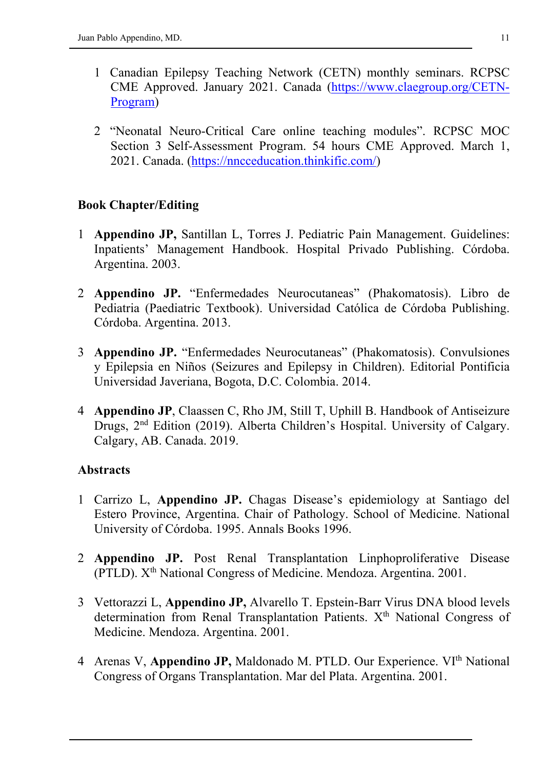1. Canadian Epilepsy Teaching Network (CETN) monthly seminars. RCPSC CME Approved. January 2021. Canada ([https://www.claegroup.org/CETN-Program](https://www.claegroup.org/CETN-Program))

2. "Neonatal Neuro-Critical Care online teaching modules". RCPSC MOC Section 3 Self-Assessment Program. 54 hours CME Approved. March 1, 2021. Canada. ([https://nncceducation.thinkific.com/](https://nncceducation.thinkific.com/))

### Book Chapter/Editing

1. **Appendino JP,** Santillan L, Torres J. Pediatric Pain Management. Guidelines: Inpatients' Management Handbook. Hospital Privado Publishing. Córdoba. Argentina. 2003.

2. **Appendino JP.** "Enfermedades Neurocutaneas" (Phakomatosis). Libro de Pediatria (Paediatric Textbook). Universidad Católica de Córdoba Publishing. Córdoba. Argentina. 2013.

3. **Appendino JP.** "Enfermedades Neurocutaneas" (Phakomatosis). Convulsiones y Epilepsia en Niños (Seizures and Epilepsy in Children). Editorial Pontificia Universidad Javeriana, Bogota, D.C. Colombia. 2014.

4. **Appendino JP**, Claassen C, Rho JM, Still T, Uphill B. Handbook of Antiseizure Drugs, 2nd Edition (2019). Alberta Children's Hospital. University of Calgary. Calgary, AB. Canada. 2019.

### Abstracts

1. Carrizo L, **Appendino JP.** Chagas Disease's epidemiology at Santiago del Estero Province, Argentina. Chair of Pathology. School of Medicine. National University of Córdoba. 1995. Annals Books 1996.

2. **Appendino JP.** Post Renal Transplantation Linphoproliferative Disease (PTLD). Xth National Congress of Medicine. Mendoza. Argentina. 2001.

3. Vettorazzi L, **Appendino JP,** Alvarello T. Epstein-Barr Virus DNA blood levels determination from Renal Transplantation Patients. Xth National Congress of Medicine. Mendoza. Argentina. 2001.

4. Arenas V, **Appendino JP,** Maldonado M. PTLD. Our Experience. VIth National Congress of Organs Transplantation. Mar del Plata. Argentina. 2001.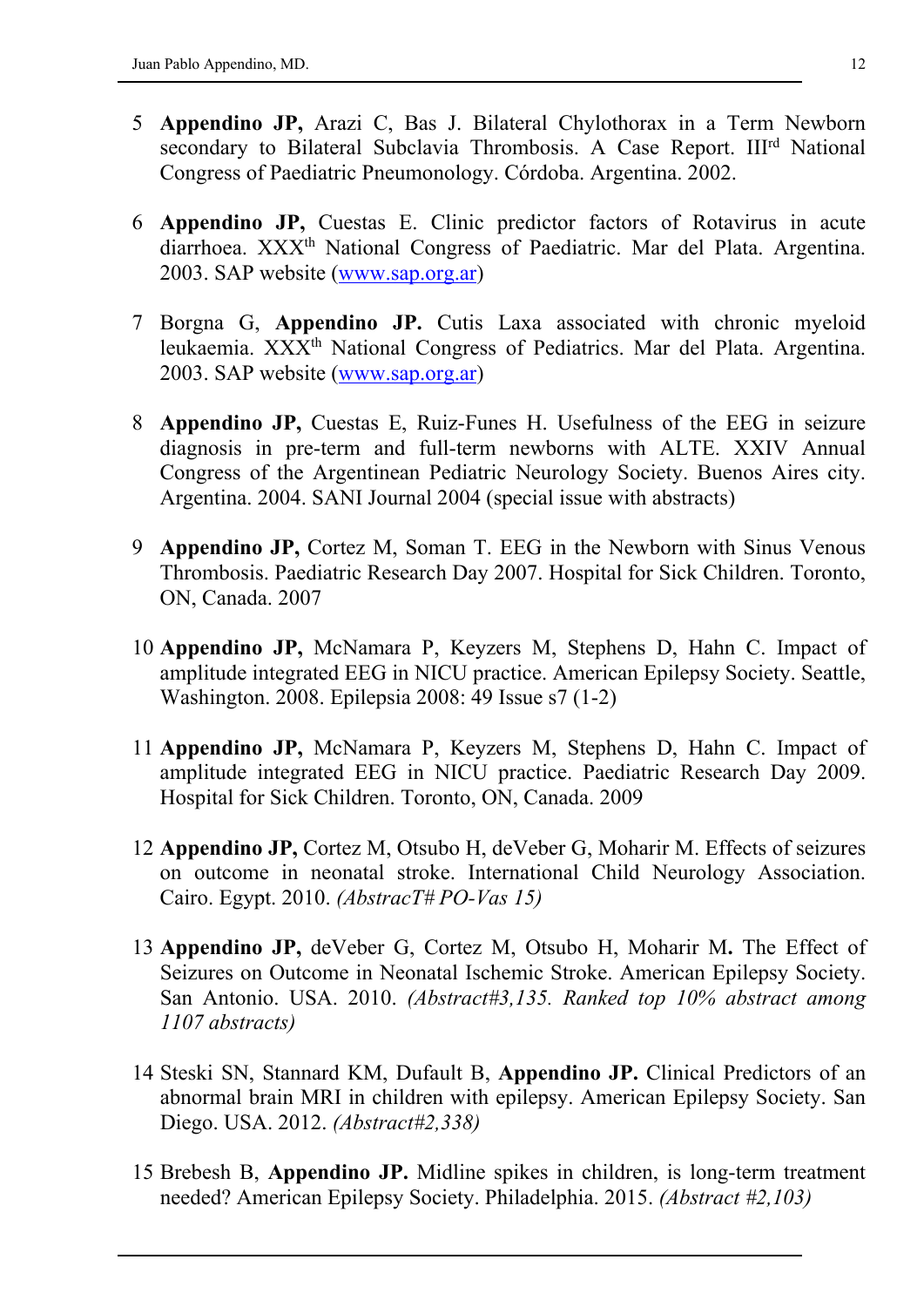5. **Appendino JP,** Arazi C, Bas J. Bilateral Chylothorax in a Term Newborn secondary to Bilateral Subclavia Thrombosis. A Case Report. III[rd] National Congress of Paediatric Pneumonology. Córdoba. Argentina. 2002.

6. **Appendino JP,** Cuestas E. Clinic predictor factors of Rotavirus in acute diarrhoea. XXX[th] National Congress of Paediatric. Mar del Plata. Argentina. 2003. SAP website (www.sap.org.ar)

7. Borgna G, **Appendino JP.** Cutis Laxa associated with chronic myeloid leukaemia. XXX[th] National Congress of Pediatrics. Mar del Plata. Argentina. 2003. SAP website (www.sap.org.ar)

8. **Appendino JP,** Cuestas E, Ruiz-Funes H. Usefulness of the EEG in seizure diagnosis in pre-term and full-term newborns with ALTE. XXIV Annual Congress of the Argentinean Pediatric Neurology Society. Buenos Aires city. Argentina. 2004. SANI Journal 2004 (special issue with abstracts)

9. **Appendino JP,** Cortez M, Soman T. EEG in the Newborn with Sinus Venous Thrombosis. Paediatric Research Day 2007. Hospital for Sick Children. Toronto, ON, Canada. 2007

10. **Appendino JP,** McNamara P, Keyzers M, Stephens D, Hahn C. Impact of amplitude integrated EEG in NICU practice. American Epilepsy Society. Seattle, Washington. 2008. Epilepsia 2008: 49 Issue s7 (1-2)

11. **Appendino JP,** McNamara P, Keyzers M, Stephens D, Hahn C. Impact of amplitude integrated EEG in NICU practice. Paediatric Research Day 2009. Hospital for Sick Children. Toronto, ON, Canada. 2009

12. **Appendino JP,** Cortez M, Otsubo H, deVeber G, Moharir M. Effects of seizures on outcome in neonatal stroke. International Child Neurology Association. Cairo. Egypt. 2010. *(AbstracT# PO-Vas 15)*

13. **Appendino JP,** deVeber G, Cortez M, Otsubo H, Moharir M**.** The Effect of Seizures on Outcome in Neonatal Ischemic Stroke. American Epilepsy Society. San Antonio. USA. 2010. *(Abstract#3,135. Ranked top 10% abstract among 1107 abstracts)*

14. Steski SN, Stannard KM, Dufault B, **Appendino JP.** Clinical Predictors of an abnormal brain MRI in children with epilepsy. American Epilepsy Society. San Diego. USA. 2012. *(Abstract#2,338)*

15. Brebesh B, **Appendino JP.** Midline spikes in children, is long-term treatment needed? American Epilepsy Society. Philadelphia. 2015. *(Abstract #2,103)*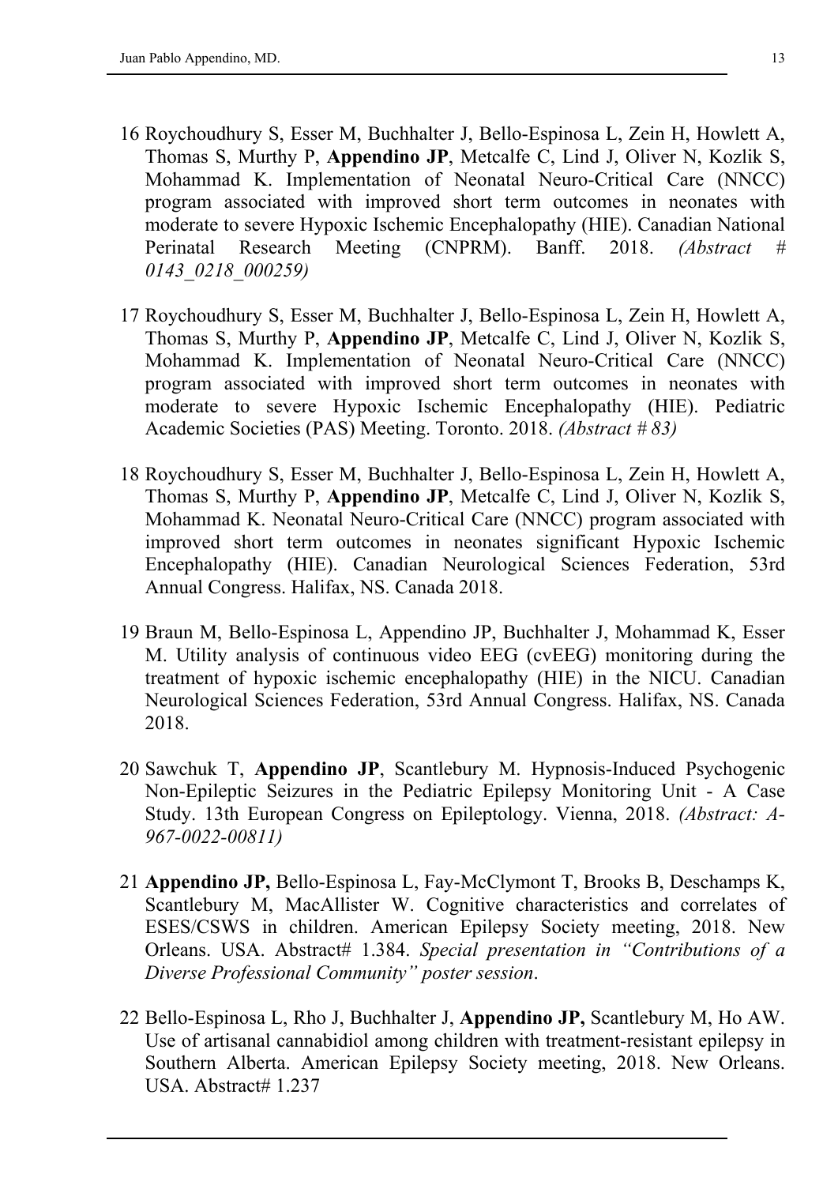16 Roychoudhury S, Esser M, Buchhalter J, Bello-Espinosa L, Zein H, Howlett A, Thomas S, Murthy P, **Appendino JP**, Metcalfe C, Lind J, Oliver N, Kozlik S, Mohammad K. Implementation of Neonatal Neuro-Critical Care (NNCC) program associated with improved short term outcomes in neonates with moderate to severe Hypoxic Ischemic Encephalopathy (HIE). Canadian National Perinatal Research Meeting (CNPRM). Banff. 2018. *(Abstract # 0143_0218_000259)*

17 Roychoudhury S, Esser M, Buchhalter J, Bello-Espinosa L, Zein H, Howlett A, Thomas S, Murthy P, **Appendino JP**, Metcalfe C, Lind J, Oliver N, Kozlik S, Mohammad K. Implementation of Neonatal Neuro-Critical Care (NNCC) program associated with improved short term outcomes in neonates with moderate to severe Hypoxic Ischemic Encephalopathy (HIE). Pediatric Academic Societies (PAS) Meeting. Toronto. 2018. *(Abstract # 83)*

18 Roychoudhury S, Esser M, Buchhalter J, Bello-Espinosa L, Zein H, Howlett A, Thomas S, Murthy P, **Appendino JP**, Metcalfe C, Lind J, Oliver N, Kozlik S, Mohammad K. Neonatal Neuro-Critical Care (NNCC) program associated with improved short term outcomes in neonates significant Hypoxic Ischemic Encephalopathy (HIE). Canadian Neurological Sciences Federation, 53rd Annual Congress. Halifax, NS. Canada 2018.

19 Braun M, Bello-Espinosa L, Appendino JP, Buchhalter J, Mohammad K, Esser M. Utility analysis of continuous video EEG (cvEEG) monitoring during the treatment of hypoxic ischemic encephalopathy (HIE) in the NICU. Canadian Neurological Sciences Federation, 53rd Annual Congress. Halifax, NS. Canada 2018.

20 Sawchuk T, **Appendino JP**, Scantlebury M. Hypnosis-Induced Psychogenic Non-Epileptic Seizures in the Pediatric Epilepsy Monitoring Unit - A Case Study. 13th European Congress on Epileptology. Vienna, 2018. *(Abstract: A-967-0022-00811)*

21 **Appendino JP,** Bello-Espinosa L, Fay-McClymont T, Brooks B, Deschamps K, Scantlebury M, MacAllister W. Cognitive characteristics and correlates of ESES/CSWS in children. American Epilepsy Society meeting, 2018. New Orleans. USA. Abstract# 1.384. *Special presentation in "Contributions of a Diverse Professional Community" poster session*.

22 Bello-Espinosa L, Rho J, Buchhalter J, **Appendino JP,** Scantlebury M, Ho AW. Use of artisanal cannabidiol among children with treatment-resistant epilepsy in Southern Alberta. American Epilepsy Society meeting, 2018. New Orleans. USA. Abstract# 1.237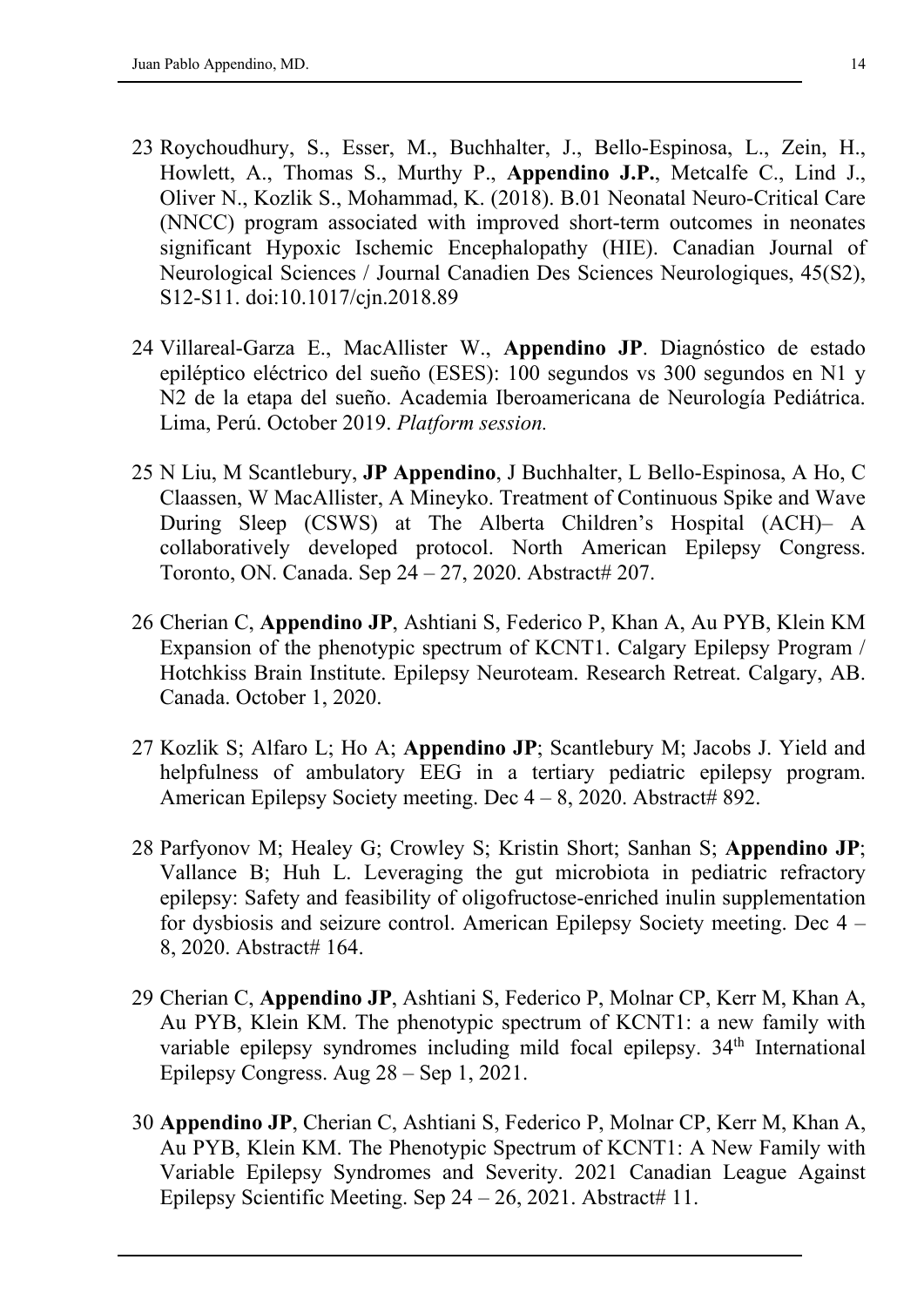23 Roychoudhury, S., Esser, M., Buchhalter, J., Bello-Espinosa, L., Zein, H., Howlett, A., Thomas S., Murthy P., **Appendino J.P.**, Metcalfe C., Lind J., Oliver N., Kozlik S., Mohammad, K. (2018). B.01 Neonatal Neuro-Critical Care (NNCC) program associated with improved short-term outcomes in neonates significant Hypoxic Ischemic Encephalopathy (HIE). Canadian Journal of Neurological Sciences / Journal Canadien Des Sciences Neurologiques, 45(S2), S12-S11. doi:10.1017/cjn.2018.89

24 Villareal-Garza E., MacAllister W., **Appendino JP**. Diagnóstico de estado epiléptico eléctrico del sueño (ESES): 100 segundos vs 300 segundos en N1 y N2 de la etapa del sueño. Academia Iberoamericana de Neurología Pediátrica. Lima, Perú. October 2019. *Platform session.*

25 N Liu, M Scantlebury, **JP Appendino**, J Buchhalter, L Bello-Espinosa, A Ho, C Claassen, W MacAllister, A Mineyko. Treatment of Continuous Spike and Wave During Sleep (CSWS) at The Alberta Children's Hospital (ACH)– A collaboratively developed protocol. North American Epilepsy Congress. Toronto, ON. Canada. Sep 24 – 27, 2020. Abstract# 207.

26 Cherian C, **Appendino JP**, Ashtiani S, Federico P, Khan A, Au PYB, Klein KM Expansion of the phenotypic spectrum of KCNT1. Calgary Epilepsy Program / Hotchkiss Brain Institute. Epilepsy Neuroteam. Research Retreat. Calgary, AB. Canada. October 1, 2020.

27 Kozlik S; Alfaro L; Ho A; **Appendino JP**; Scantlebury M; Jacobs J. Yield and helpfulness of ambulatory EEG in a tertiary pediatric epilepsy program. American Epilepsy Society meeting. Dec 4 – 8, 2020. Abstract# 892.

28 Parfyonov M; Healey G; Crowley S; Kristin Short; Sanhan S; **Appendino JP**; Vallance B; Huh L. Leveraging the gut microbiota in pediatric refractory epilepsy: Safety and feasibility of oligofructose-enriched inulin supplementation for dysbiosis and seizure control. American Epilepsy Society meeting. Dec 4 – 8, 2020. Abstract# 164.

29 Cherian C, **Appendino JP**, Ashtiani S, Federico P, Molnar CP, Kerr M, Khan A, Au PYB, Klein KM. The phenotypic spectrum of KCNT1: a new family with variable epilepsy syndromes including mild focal epilepsy. 34th International Epilepsy Congress. Aug 28 – Sep 1, 2021.

30 **Appendino JP**, Cherian C, Ashtiani S, Federico P, Molnar CP, Kerr M, Khan A, Au PYB, Klein KM. The Phenotypic Spectrum of KCNT1: A New Family with Variable Epilepsy Syndromes and Severity. 2021 Canadian League Against Epilepsy Scientific Meeting. Sep 24 – 26, 2021. Abstract# 11.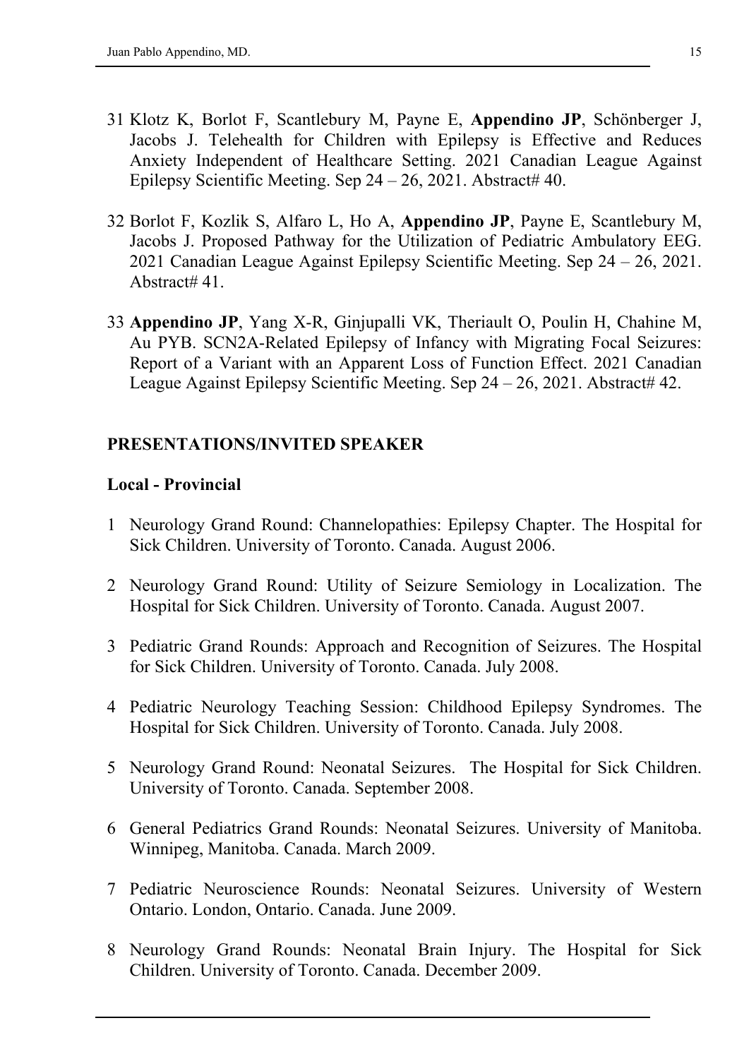31 Klotz K, Borlot F, Scantlebury M, Payne E, **Appendino JP**, Schönberger J, Jacobs J. Telehealth for Children with Epilepsy is Effective and Reduces Anxiety Independent of Healthcare Setting. 2021 Canadian League Against Epilepsy Scientific Meeting. Sep 24 – 26, 2021. Abstract# 40.

32 Borlot F, Kozlik S, Alfaro L, Ho A, **Appendino JP**, Payne E, Scantlebury M, Jacobs J. Proposed Pathway for the Utilization of Pediatric Ambulatory EEG. 2021 Canadian League Against Epilepsy Scientific Meeting. Sep 24 – 26, 2021. Abstract# 41.

33 **Appendino JP**, Yang X-R, Ginjupalli VK, Theriault O, Poulin H, Chahine M, Au PYB. SCN2A-Related Epilepsy of Infancy with Migrating Focal Seizures: Report of a Variant with an Apparent Loss of Function Effect. 2021 Canadian League Against Epilepsy Scientific Meeting. Sep 24 – 26, 2021. Abstract# 42.

## PRESENTATIONS/INVITED SPEAKER

### Local - Provincial

1 Neurology Grand Round: Channelopathies: Epilepsy Chapter. The Hospital for Sick Children. University of Toronto. Canada. August 2006.

2 Neurology Grand Round: Utility of Seizure Semiology in Localization. The Hospital for Sick Children. University of Toronto. Canada. August 2007.

3 Pediatric Grand Rounds: Approach and Recognition of Seizures. The Hospital for Sick Children. University of Toronto. Canada. July 2008.

4 Pediatric Neurology Teaching Session: Childhood Epilepsy Syndromes. The Hospital for Sick Children. University of Toronto. Canada. July 2008.

5 Neurology Grand Round: Neonatal Seizures. The Hospital for Sick Children. University of Toronto. Canada. September 2008.

6 General Pediatrics Grand Rounds: Neonatal Seizures. University of Manitoba. Winnipeg, Manitoba. Canada. March 2009.

7 Pediatric Neuroscience Rounds: Neonatal Seizures. University of Western Ontario. London, Ontario. Canada. June 2009.

8 Neurology Grand Rounds: Neonatal Brain Injury. The Hospital for Sick Children. University of Toronto. Canada. December 2009.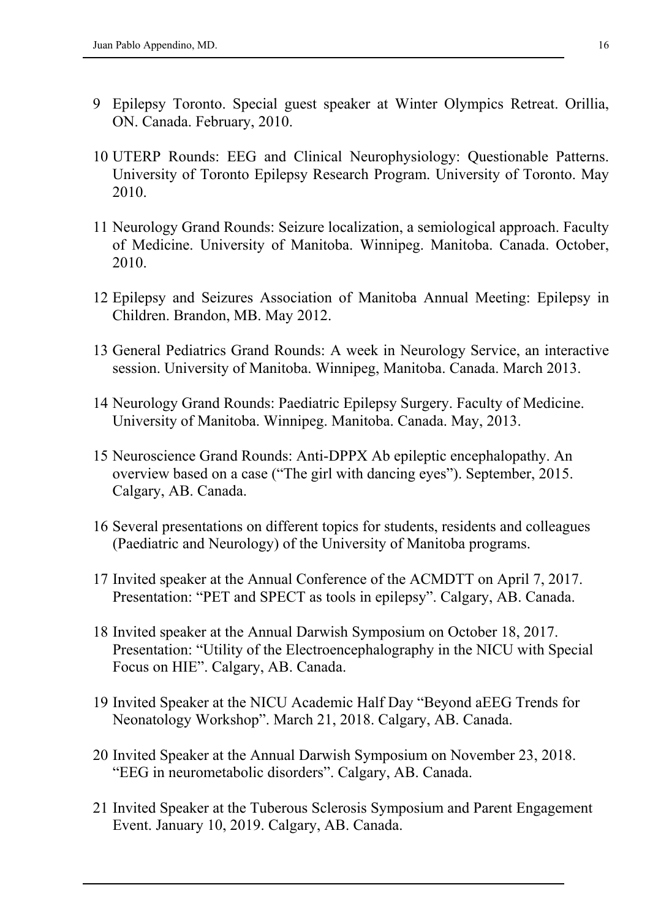9 Epilepsy Toronto. Special guest speaker at Winter Olympics Retreat. Orillia, ON. Canada. February, 2010.

10 UTERP Rounds: EEG and Clinical Neurophysiology: Questionable Patterns. University of Toronto Epilepsy Research Program. University of Toronto. May 2010.

11 Neurology Grand Rounds: Seizure localization, a semiological approach. Faculty of Medicine. University of Manitoba. Winnipeg. Manitoba. Canada. October, 2010.

12 Epilepsy and Seizures Association of Manitoba Annual Meeting: Epilepsy in Children. Brandon, MB. May 2012.

13 General Pediatrics Grand Rounds: A week in Neurology Service, an interactive session. University of Manitoba. Winnipeg, Manitoba. Canada. March 2013.

14 Neurology Grand Rounds: Paediatric Epilepsy Surgery. Faculty of Medicine. University of Manitoba. Winnipeg. Manitoba. Canada. May, 2013.

15 Neuroscience Grand Rounds: Anti-DPPX Ab epileptic encephalopathy. An overview based on a case ("The girl with dancing eyes"). September, 2015. Calgary, AB. Canada.

16 Several presentations on different topics for students, residents and colleagues (Paediatric and Neurology) of the University of Manitoba programs.

17 Invited speaker at the Annual Conference of the ACMDTT on April 7, 2017. Presentation: "PET and SPECT as tools in epilepsy". Calgary, AB. Canada.

18 Invited speaker at the Annual Darwish Symposium on October 18, 2017. Presentation: "Utility of the Electroencephalography in the NICU with Special Focus on HIE". Calgary, AB. Canada.

19 Invited Speaker at the NICU Academic Half Day "Beyond aEEG Trends for Neonatology Workshop". March 21, 2018. Calgary, AB. Canada.

20 Invited Speaker at the Annual Darwish Symposium on November 23, 2018. "EEG in neurometabolic disorders". Calgary, AB. Canada.

21 Invited Speaker at the Tuberous Sclerosis Symposium and Parent Engagement Event. January 10, 2019. Calgary, AB. Canada.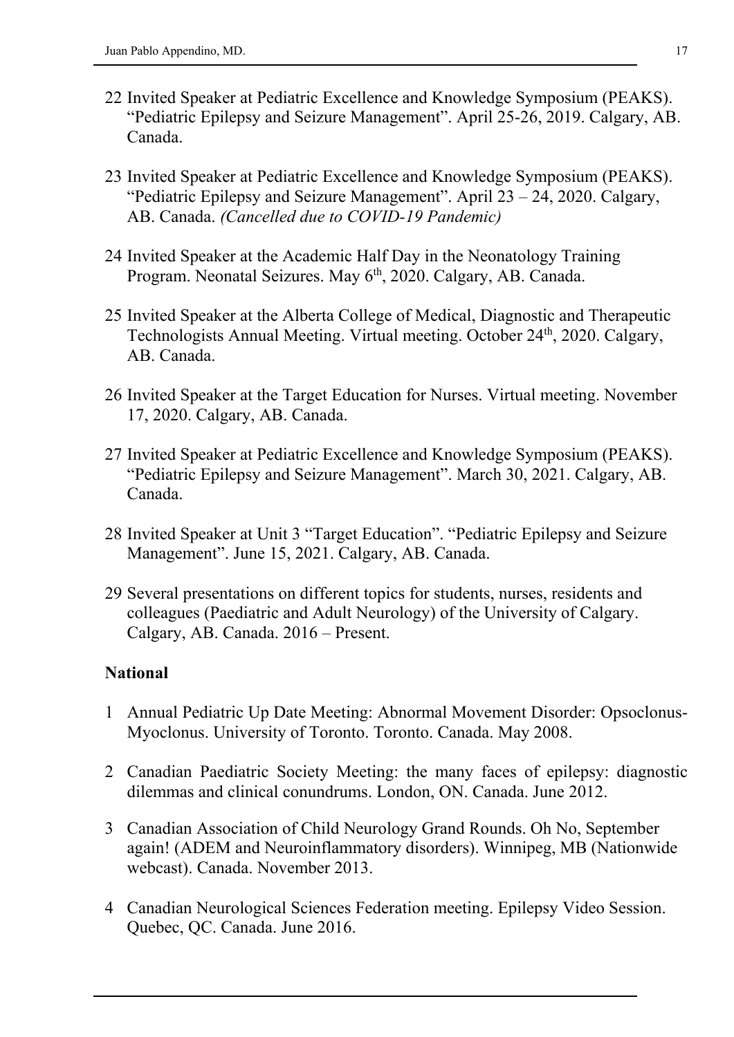22 Invited Speaker at Pediatric Excellence and Knowledge Symposium (PEAKS). "Pediatric Epilepsy and Seizure Management". April 25-26, 2019. Calgary, AB. Canada.

23 Invited Speaker at Pediatric Excellence and Knowledge Symposium (PEAKS). "Pediatric Epilepsy and Seizure Management". April 23 – 24, 2020. Calgary, AB. Canada. *(Cancelled due to COVID-19 Pandemic)*

24 Invited Speaker at the Academic Half Day in the Neonatology Training Program. Neonatal Seizures. May 6th, 2020. Calgary, AB. Canada.

25 Invited Speaker at the Alberta College of Medical, Diagnostic and Therapeutic Technologists Annual Meeting. Virtual meeting. October 24th, 2020. Calgary, AB. Canada.

26 Invited Speaker at the Target Education for Nurses. Virtual meeting. November 17, 2020. Calgary, AB. Canada.

27 Invited Speaker at Pediatric Excellence and Knowledge Symposium (PEAKS). "Pediatric Epilepsy and Seizure Management". March 30, 2021. Calgary, AB. Canada.

28 Invited Speaker at Unit 3 "Target Education". "Pediatric Epilepsy and Seizure Management". June 15, 2021. Calgary, AB. Canada.

29 Several presentations on different topics for students, nurses, residents and colleagues (Paediatric and Adult Neurology) of the University of Calgary. Calgary, AB. Canada. 2016 – Present.

**National**

1 Annual Pediatric Up Date Meeting: Abnormal Movement Disorder: Opsoclonus-Myoclonus. University of Toronto. Toronto. Canada. May 2008.

2 Canadian Paediatric Society Meeting: the many faces of epilepsy: diagnostic dilemmas and clinical conundrums. London, ON. Canada. June 2012.

3 Canadian Association of Child Neurology Grand Rounds. Oh No, September again! (ADEM and Neuroinflammatory disorders). Winnipeg, MB (Nationwide webcast). Canada. November 2013.

4 Canadian Neurological Sciences Federation meeting. Epilepsy Video Session. Quebec, QC. Canada. June 2016.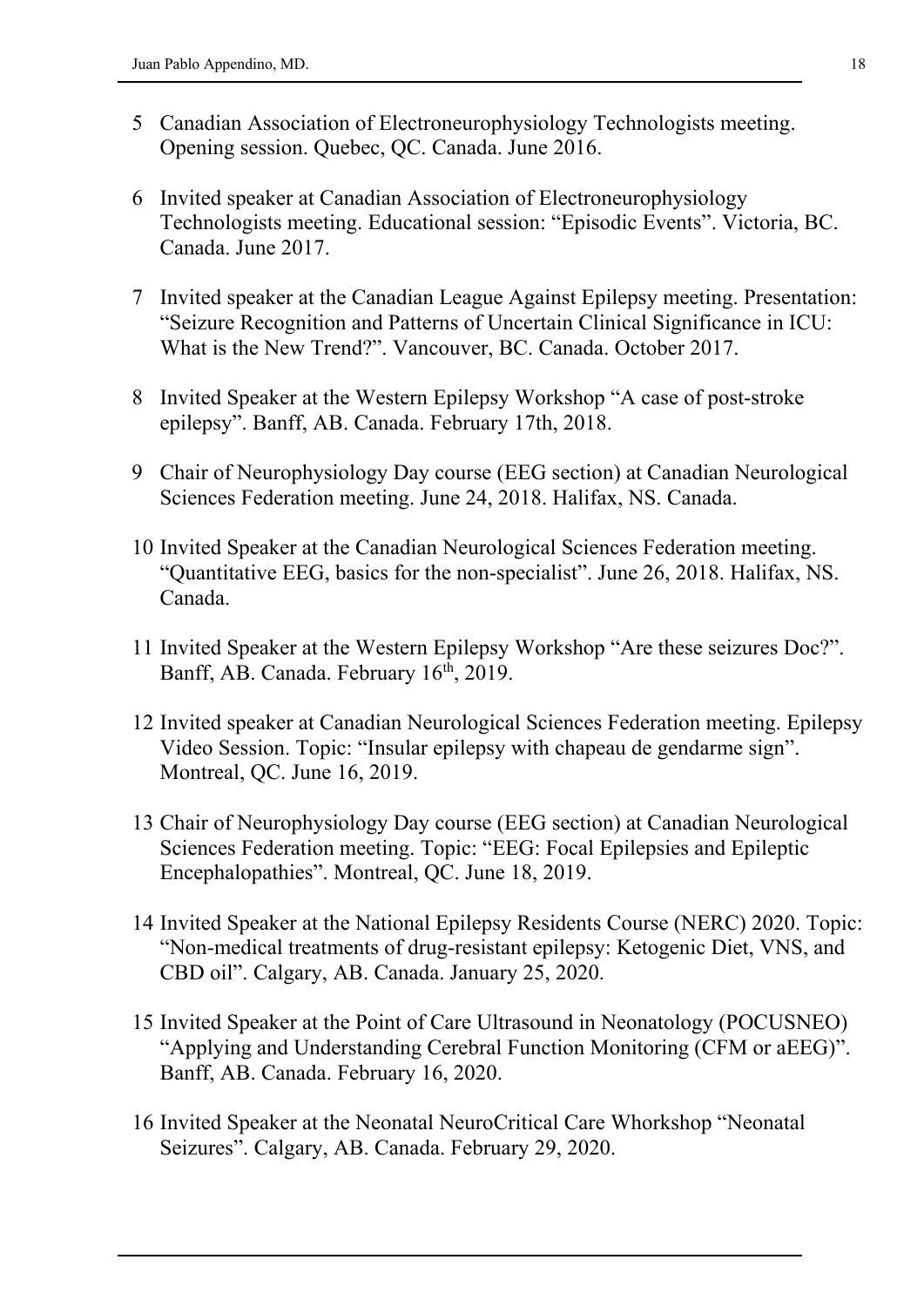5 Canadian Association of Electroneurophysiology Technologists meeting. Opening session. Quebec, QC. Canada. June 2016.

6 Invited speaker at Canadian Association of Electroneurophysiology Technologists meeting. Educational session: "Episodic Events". Victoria, BC. Canada. June 2017.

7 Invited speaker at the Canadian League Against Epilepsy meeting. Presentation: "Seizure Recognition and Patterns of Uncertain Clinical Significance in ICU: What is the New Trend?". Vancouver, BC. Canada. October 2017.

8 Invited Speaker at the Western Epilepsy Workshop "A case of post-stroke epilepsy". Banff, AB. Canada. February 17th, 2018.

9 Chair of Neurophysiology Day course (EEG section) at Canadian Neurological Sciences Federation meeting. June 24, 2018. Halifax, NS. Canada.

10 Invited Speaker at the Canadian Neurological Sciences Federation meeting. "Quantitative EEG, basics for the non-specialist". June 26, 2018. Halifax, NS. Canada.

11 Invited Speaker at the Western Epilepsy Workshop "Are these seizures Doc?". Banff, AB. Canada. February 16th, 2019.

12 Invited speaker at Canadian Neurological Sciences Federation meeting. Epilepsy Video Session. Topic: "Insular epilepsy with chapeau de gendarme sign". Montreal, QC. June 16, 2019.

13 Chair of Neurophysiology Day course (EEG section) at Canadian Neurological Sciences Federation meeting. Topic: "EEG: Focal Epilepsies and Epileptic Encephalopathies". Montreal, QC. June 18, 2019.

14 Invited Speaker at the National Epilepsy Residents Course (NERC) 2020. Topic: "Non-medical treatments of drug-resistant epilepsy: Ketogenic Diet, VNS, and CBD oil". Calgary, AB. Canada. January 25, 2020.

15 Invited Speaker at the Point of Care Ultrasound in Neonatology (POCUSNEO) "Applying and Understanding Cerebral Function Monitoring (CFM or aEEG)". Banff, AB. Canada. February 16, 2020.

16 Invited Speaker at the Neonatal NeuroCritical Care Whorkshop "Neonatal Seizures". Calgary, AB. Canada. February 29, 2020.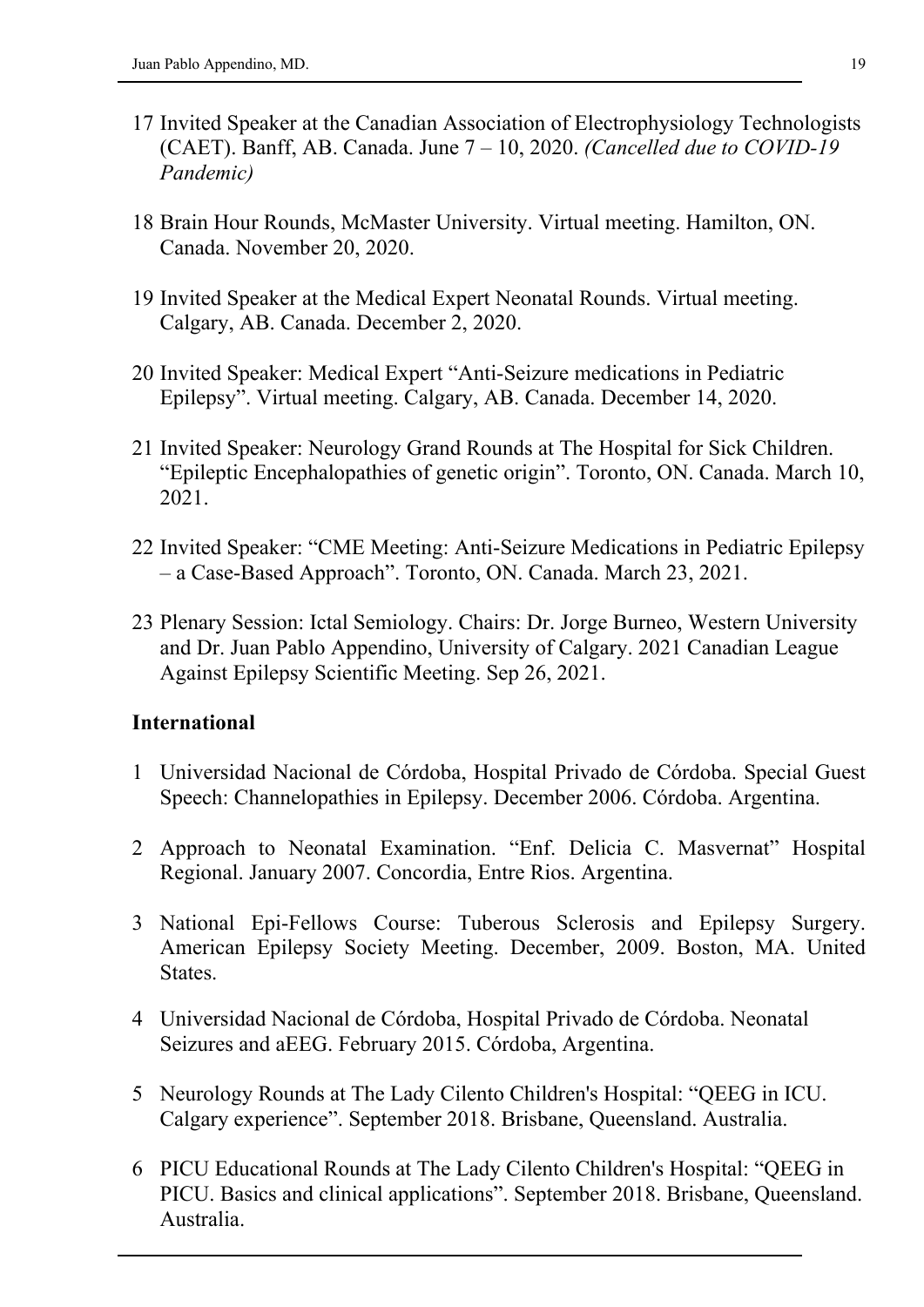17 Invited Speaker at the Canadian Association of Electrophysiology Technologists (CAET). Banff, AB. Canada. June 7 – 10, 2020. *(Cancelled due to COVID-19 Pandemic)*

18 Brain Hour Rounds, McMaster University. Virtual meeting. Hamilton, ON. Canada. November 20, 2020.

19 Invited Speaker at the Medical Expert Neonatal Rounds. Virtual meeting. Calgary, AB. Canada. December 2, 2020.

20 Invited Speaker: Medical Expert "Anti-Seizure medications in Pediatric Epilepsy". Virtual meeting. Calgary, AB. Canada. December 14, 2020.

21 Invited Speaker: Neurology Grand Rounds at The Hospital for Sick Children. "Epileptic Encephalopathies of genetic origin". Toronto, ON. Canada. March 10, 2021.

22 Invited Speaker: "CME Meeting: Anti-Seizure Medications in Pediatric Epilepsy – a Case-Based Approach". Toronto, ON. Canada. March 23, 2021.

23 Plenary Session: Ictal Semiology. Chairs: Dr. Jorge Burneo, Western University and Dr. Juan Pablo Appendino, University of Calgary. 2021 Canadian League Against Epilepsy Scientific Meeting. Sep 26, 2021.

**International**

1 Universidad Nacional de Córdoba, Hospital Privado de Córdoba. Special Guest Speech: Channelopathies in Epilepsy. December 2006. Córdoba. Argentina.

2 Approach to Neonatal Examination. "Enf. Delicia C. Masvernat" Hospital Regional. January 2007. Concordia, Entre Rios. Argentina.

3 National Epi-Fellows Course: Tuberous Sclerosis and Epilepsy Surgery. American Epilepsy Society Meeting. December, 2009. Boston, MA. United States.

4 Universidad Nacional de Córdoba, Hospital Privado de Córdoba. Neonatal Seizures and aEEG. February 2015. Córdoba, Argentina.

5 Neurology Rounds at The Lady Cilento Children's Hospital: "QEEG in ICU. Calgary experience". September 2018. Brisbane, Queensland. Australia.

6 PICU Educational Rounds at The Lady Cilento Children's Hospital: "QEEG in PICU. Basics and clinical applications". September 2018. Brisbane, Queensland. Australia.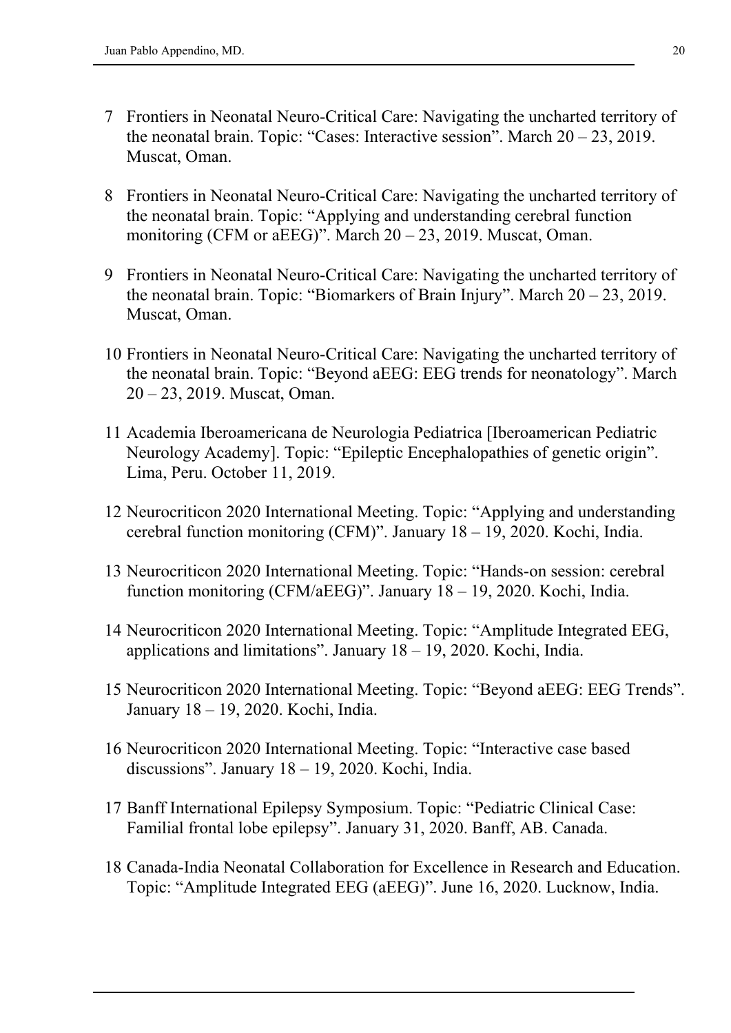7. Frontiers in Neonatal Neuro-Critical Care: Navigating the uncharted territory of the neonatal brain. Topic: "Cases: Interactive session". March 20 – 23, 2019. Muscat, Oman.

8. Frontiers in Neonatal Neuro-Critical Care: Navigating the uncharted territory of the neonatal brain. Topic: "Applying and understanding cerebral function monitoring (CFM or aEEG)". March 20 – 23, 2019. Muscat, Oman.

9. Frontiers in Neonatal Neuro-Critical Care: Navigating the uncharted territory of the neonatal brain. Topic: "Biomarkers of Brain Injury". March 20 – 23, 2019. Muscat, Oman.

10. Frontiers in Neonatal Neuro-Critical Care: Navigating the uncharted territory of the neonatal brain. Topic: "Beyond aEEG: EEG trends for neonatology". March 20 – 23, 2019. Muscat, Oman.

11. Academia Iberoamericana de Neurologia Pediatrica [Iberoamerican Pediatric Neurology Academy]. Topic: "Epileptic Encephalopathies of genetic origin". Lima, Peru. October 11, 2019.

12. Neurocriticon 2020 International Meeting. Topic: "Applying and understanding cerebral function monitoring (CFM)". January 18 – 19, 2020. Kochi, India.

13. Neurocriticon 2020 International Meeting. Topic: "Hands-on session: cerebral function monitoring (CFM/aEEG)". January 18 – 19, 2020. Kochi, India.

14. Neurocriticon 2020 International Meeting. Topic: "Amplitude Integrated EEG, applications and limitations". January 18 – 19, 2020. Kochi, India.

15. Neurocriticon 2020 International Meeting. Topic: "Beyond aEEG: EEG Trends". January 18 – 19, 2020. Kochi, India.

16. Neurocriticon 2020 International Meeting. Topic: "Interactive case based discussions". January 18 – 19, 2020. Kochi, India.

17. Banff International Epilepsy Symposium. Topic: "Pediatric Clinical Case: Familial frontal lobe epilepsy". January 31, 2020. Banff, AB. Canada.

18. Canada-India Neonatal Collaboration for Excellence in Research and Education. Topic: "Amplitude Integrated EEG (aEEG)". June 16, 2020. Lucknow, India.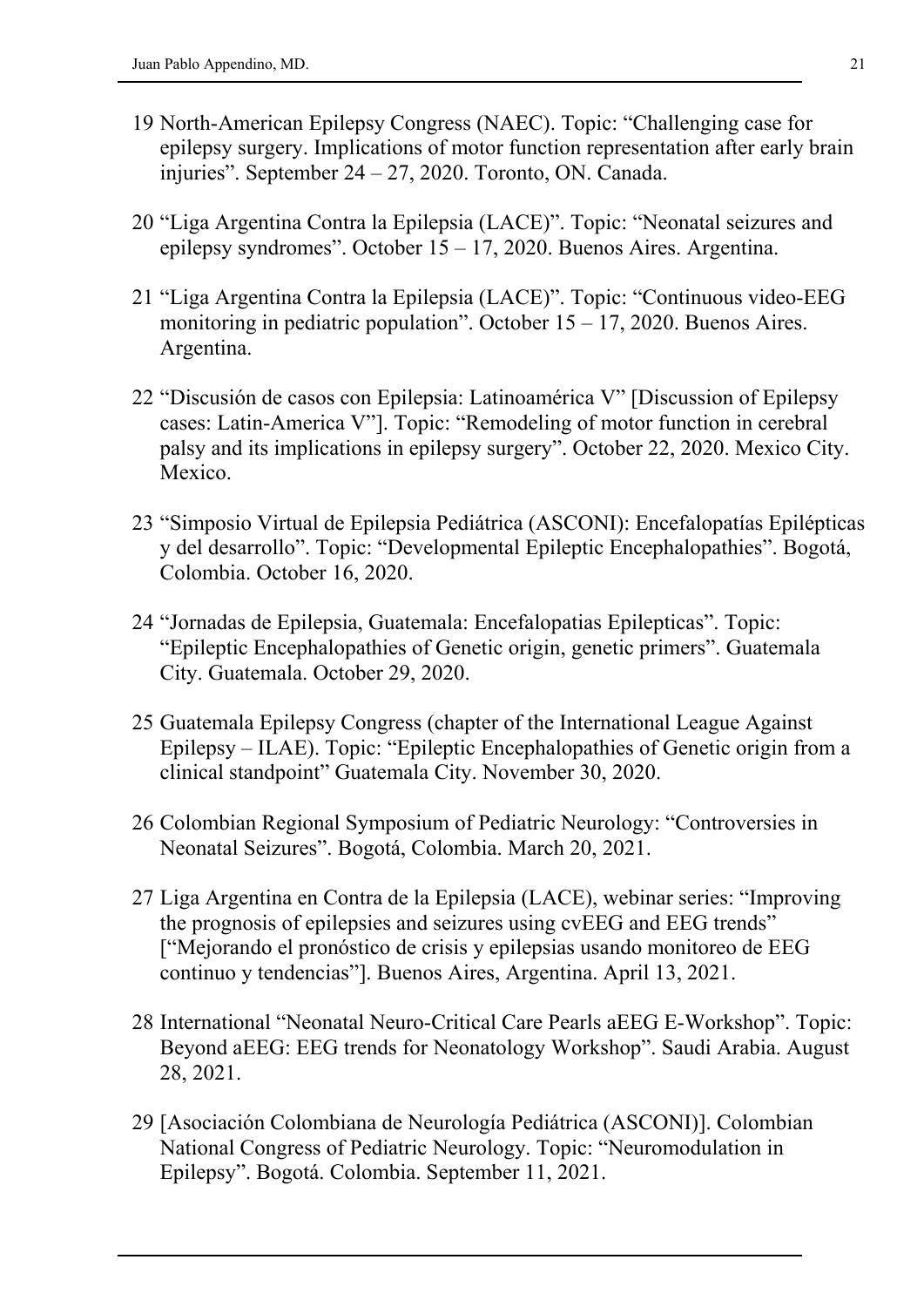19 North-American Epilepsy Congress (NAEC). Topic: “Challenging case for epilepsy surgery. Implications of motor function representation after early brain injuries”. September 24 – 27, 2020. Toronto, ON. Canada.

20 “Liga Argentina Contra la Epilepsia (LACE)”. Topic: “Neonatal seizures and epilepsy syndromes”. October 15 – 17, 2020. Buenos Aires. Argentina.

21 “Liga Argentina Contra la Epilepsia (LACE)”. Topic: “Continuous video-EEG monitoring in pediatric population”. October 15 – 17, 2020. Buenos Aires. Argentina.

22 “Discusión de casos con Epilepsia: Latinoamérica V” [Discussion of Epilepsy cases: Latin-America V”]. Topic: “Remodeling of motor function in cerebral palsy and its implications in epilepsy surgery”. October 22, 2020. Mexico City. Mexico.

23 “Simposio Virtual de Epilepsia Pediátrica (ASCONI): Encefalopatías Epilépticas y del desarrollo”. Topic: “Developmental Epileptic Encephalopathies”. Bogotá, Colombia. October 16, 2020.

24 “Jornadas de Epilepsia, Guatemala: Encefalopatias Epilepticas”. Topic: “Epileptic Encephalopathies of Genetic origin, genetic primers”. Guatemala City. Guatemala. October 29, 2020.

25 Guatemala Epilepsy Congress (chapter of the International League Against Epilepsy – ILAE). Topic: “Epileptic Encephalopathies of Genetic origin from a clinical standpoint” Guatemala City. November 30, 2020.

26 Colombian Regional Symposium of Pediatric Neurology: “Controversies in Neonatal Seizures”. Bogotá, Colombia. March 20, 2021.

27 Liga Argentina en Contra de la Epilepsia (LACE), webinar series: “Improving the prognosis of epilepsies and seizures using cvEEG and EEG trends” [“Mejorando el pronóstico de crisis y epilepsias usando monitoreo de EEG continuo y tendencias”]. Buenos Aires, Argentina. April 13, 2021.

28 International “Neonatal Neuro-Critical Care Pearls aEEG E-Workshop”. Topic: Beyond aEEG: EEG trends for Neonatology Workshop”. Saudi Arabia. August 28, 2021.

29 [Asociación Colombiana de Neurología Pediátrica (ASCONI)]. Colombian National Congress of Pediatric Neurology. Topic: “Neuromodulation in Epilepsy”. Bogotá. Colombia. September 11, 2021.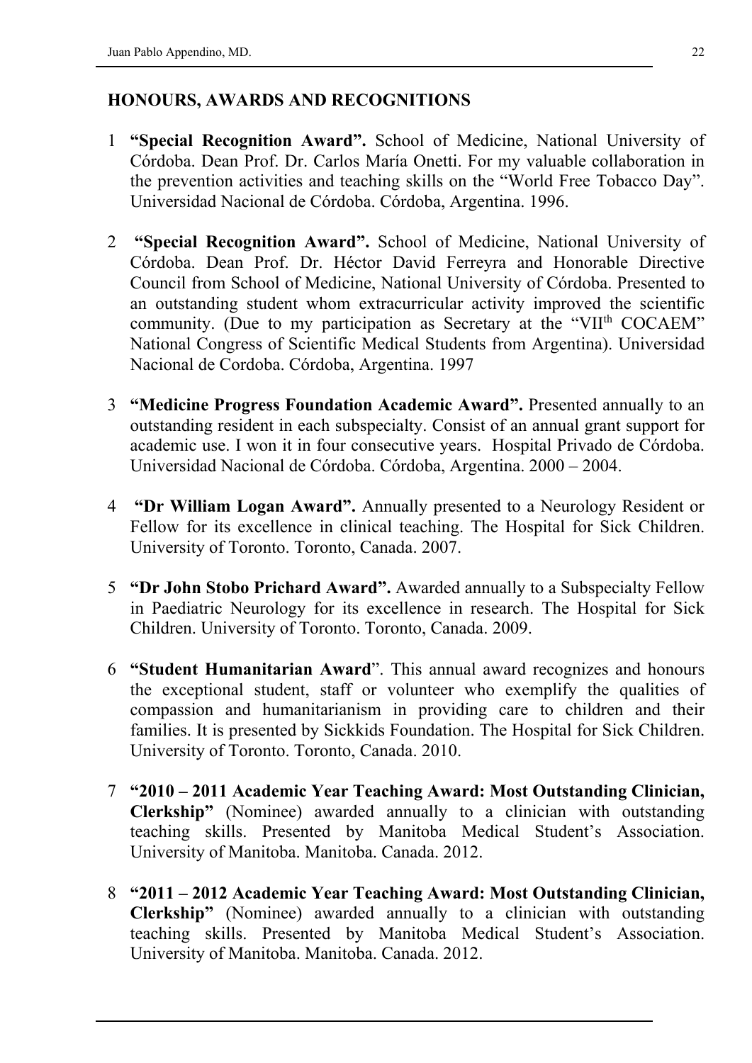## HONOURS, AWARDS AND RECOGNITIONS

1. **"Special Recognition Award".** School of Medicine, National University of Córdoba. Dean Prof. Dr. Carlos María Onetti. For my valuable collaboration in the prevention activities and teaching skills on the "World Free Tobacco Day". Universidad Nacional de Córdoba. Córdoba, Argentina. 1996.

2. **"Special Recognition Award".** School of Medicine, National University of Córdoba. Dean Prof. Dr. Héctor David Ferreyra and Honorable Directive Council from School of Medicine, National University of Córdoba. Presented to an outstanding student whom extracurricular activity improved the scientific community. (Due to my participation as Secretary at the "VII$^{th}$ COCAEM" National Congress of Scientific Medical Students from Argentina). Universidad Nacional de Cordoba. Córdoba, Argentina. 1997

3. **"Medicine Progress Foundation Academic Award".** Presented annually to an outstanding resident in each subspecialty. Consist of an annual grant support for academic use. I won it in four consecutive years. Hospital Privado de Córdoba. Universidad Nacional de Córdoba. Córdoba, Argentina. 2000 – 2004.

4. **"Dr William Logan Award".** Annually presented to a Neurology Resident or Fellow for its excellence in clinical teaching. The Hospital for Sick Children. University of Toronto. Toronto, Canada. 2007.

5. **"Dr John Stobo Prichard Award".** Awarded annually to a Subspecialty Fellow in Paediatric Neurology for its excellence in research. The Hospital for Sick Children. University of Toronto. Toronto, Canada. 2009.

6. **"Student Humanitarian Award**". This annual award recognizes and honours the exceptional student, staff or volunteer who exemplify the qualities of compassion and humanitarianism in providing care to children and their families. It is presented by Sickkids Foundation. The Hospital for Sick Children. University of Toronto. Toronto, Canada. 2010.

7. **"2010 – 2011 Academic Year Teaching Award: Most Outstanding Clinician, Clerkship"** (Nominee) awarded annually to a clinician with outstanding teaching skills. Presented by Manitoba Medical Student's Association. University of Manitoba. Manitoba. Canada. 2012.

8. **"2011 – 2012 Academic Year Teaching Award: Most Outstanding Clinician, Clerkship"** (Nominee) awarded annually to a clinician with outstanding teaching skills. Presented by Manitoba Medical Student's Association. University of Manitoba. Manitoba. Canada. 2012.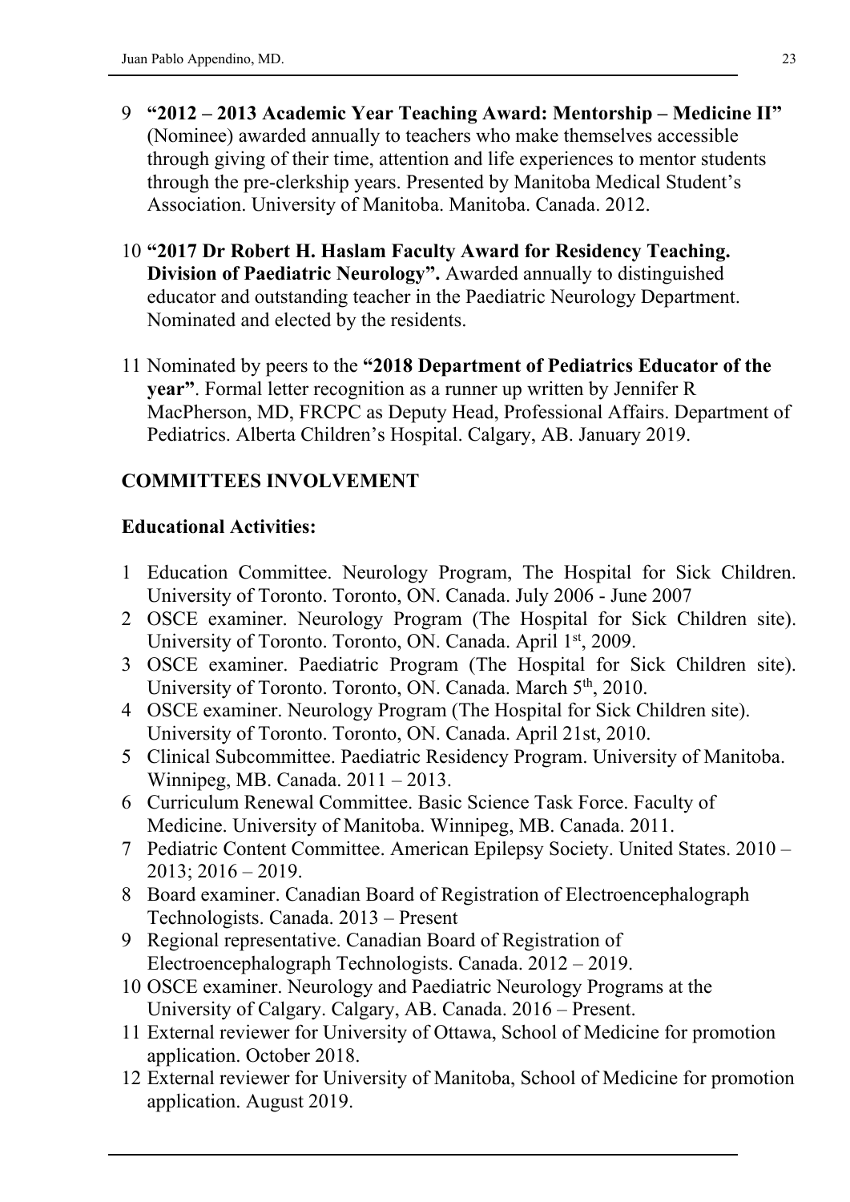9 **"2012 – 2013 Academic Year Teaching Award: Mentorship – Medicine II"** (Nominee) awarded annually to teachers who make themselves accessible through giving of their time, attention and life experiences to mentor students through the pre-clerkship years. Presented by Manitoba Medical Student's Association. University of Manitoba. Manitoba. Canada. 2012.

10 **"2017 Dr Robert H. Haslam Faculty Award for Residency Teaching. Division of Paediatric Neurology".** Awarded annually to distinguished educator and outstanding teacher in the Paediatric Neurology Department. Nominated and elected by the residents.

11 Nominated by peers to the **"2018 Department of Pediatrics Educator of the year"**. Formal letter recognition as a runner up written by Jennifer R MacPherson, MD, FRCPC as Deputy Head, Professional Affairs. Department of Pediatrics. Alberta Children's Hospital. Calgary, AB. January 2019.

## COMMITTEES INVOLVEMENT

### Educational Activities:

1. Education Committee. Neurology Program, The Hospital for Sick Children. University of Toronto. Toronto, ON. Canada. July 2006 - June 2007
2. OSCE examiner. Neurology Program (The Hospital for Sick Children site). University of Toronto. Toronto, ON. Canada. April 1st, 2009.
3. OSCE examiner. Paediatric Program (The Hospital for Sick Children site). University of Toronto. Toronto, ON. Canada. March 5th, 2010.
4. OSCE examiner. Neurology Program (The Hospital for Sick Children site). University of Toronto. Toronto, ON. Canada. April 21st, 2010.
5. Clinical Subcommittee. Paediatric Residency Program. University of Manitoba. Winnipeg, MB. Canada. 2011 – 2013.
6. Curriculum Renewal Committee. Basic Science Task Force. Faculty of Medicine. University of Manitoba. Winnipeg, MB. Canada. 2011.
7. Pediatric Content Committee. American Epilepsy Society. United States. 2010 – 2013; 2016 – 2019.
8. Board examiner. Canadian Board of Registration of Electroencephalograph Technologists. Canada. 2013 – Present
9. Regional representative. Canadian Board of Registration of Electroencephalograph Technologists. Canada. 2012 – 2019.
10. OSCE examiner. Neurology and Paediatric Neurology Programs at the University of Calgary. Calgary, AB. Canada. 2016 – Present.
11. External reviewer for University of Ottawa, School of Medicine for promotion application. October 2018.
12. External reviewer for University of Manitoba, School of Medicine for promotion application. August 2019.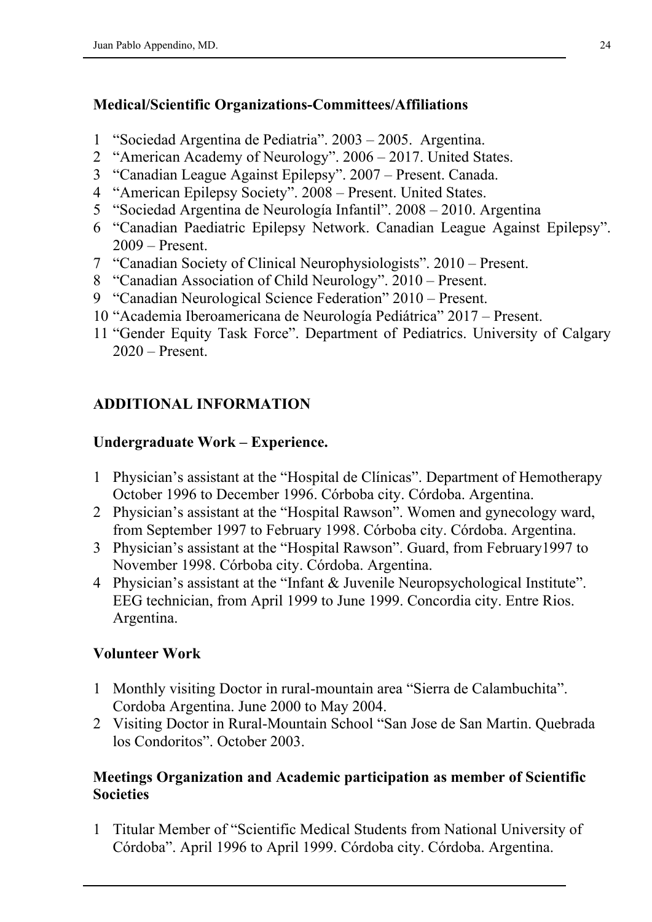**Medical/Scientific Organizations-Committees/Affiliations**

1 "Sociedad Argentina de Pediatria". 2003 – 2005. Argentina.
2 "American Academy of Neurology". 2006 – 2017. United States.
3 "Canadian League Against Epilepsy". 2007 – Present. Canada.
4 "American Epilepsy Society". 2008 – Present. United States.
5 "Sociedad Argentina de Neurología Infantil". 2008 – 2010. Argentina
6 "Canadian Paediatric Epilepsy Network. Canadian League Against Epilepsy". 2009 – Present.
7 "Canadian Society of Clinical Neurophysiologists". 2010 – Present.
8 "Canadian Association of Child Neurology". 2010 – Present.
9 "Canadian Neurological Science Federation" 2010 – Present.
10 "Academia Iberoamericana de Neurología Pediátrica" 2017 – Present.
11 "Gender Equity Task Force". Department of Pediatrics. University of Calgary 2020 – Present.

## ADDITIONAL INFORMATION

**Undergraduate Work – Experience.**

1 Physician's assistant at the "Hospital de Clínicas". Department of Hemotherapy October 1996 to December 1996. Córboba city. Córdoba. Argentina.
2 Physician's assistant at the "Hospital Rawson". Women and gynecology ward, from September 1997 to February 1998. Córboba city. Córdoba. Argentina.
3 Physician's assistant at the "Hospital Rawson". Guard, from February1997 to November 1998. Córboba city. Córdoba. Argentina.
4 Physician's assistant at the "Infant & Juvenile Neuropsychological Institute". EEG technician, from April 1999 to June 1999. Concordia city. Entre Rios. Argentina.

**Volunteer Work**

1 Monthly visiting Doctor in rural-mountain area "Sierra de Calambuchita". Cordoba Argentina. June 2000 to May 2004.
2 Visiting Doctor in Rural-Mountain School "San Jose de San Martin. Quebrada los Condoritos". October 2003.

**Meetings Organization and Academic participation as member of Scientific Societies**

1 Titular Member of "Scientific Medical Students from National University of Córdoba". April 1996 to April 1999. Córdoba city. Córdoba. Argentina.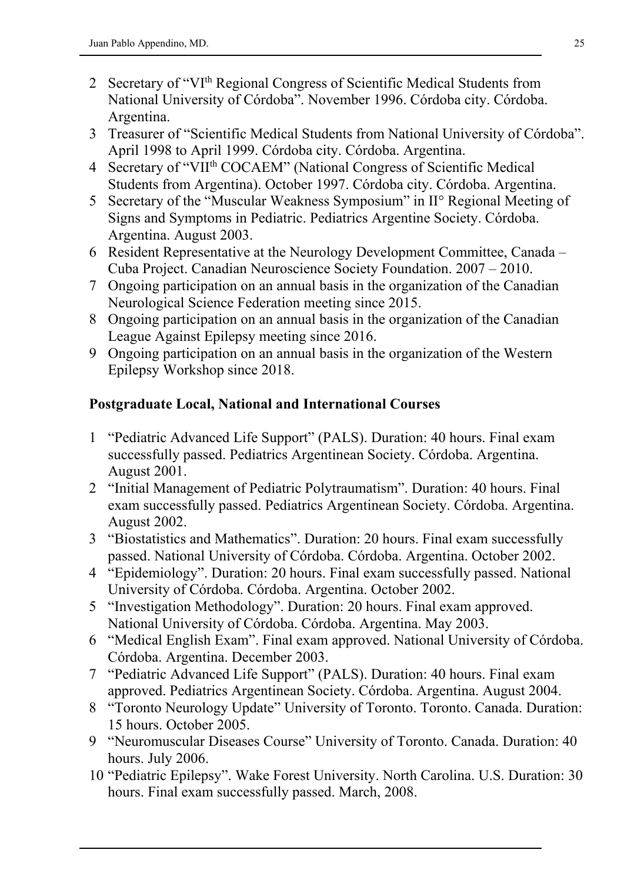2 Secretary of "VI[th] Regional Congress of Scientific Medical Students from National University of Córdoba". November 1996. Córdoba city. Córdoba. Argentina.
3 Treasurer of "Scientific Medical Students from National University of Córdoba". April 1998 to April 1999. Córdoba city. Córdoba. Argentina.
4 Secretary of "VII[th] COCAEM" (National Congress of Scientific Medical Students from Argentina). October 1997. Córdoba city. Córdoba. Argentina.
5 Secretary of the "Muscular Weakness Symposium" in II° Regional Meeting of Signs and Symptoms in Pediatric. Pediatrics Argentine Society. Córdoba. Argentina. August 2003.
6 Resident Representative at the Neurology Development Committee, Canada – Cuba Project. Canadian Neuroscience Society Foundation. 2007 – 2010.
7 Ongoing participation on an annual basis in the organization of the Canadian Neurological Science Federation meeting since 2015.
8 Ongoing participation on an annual basis in the organization of the Canadian League Against Epilepsy meeting since 2016.
9 Ongoing participation on an annual basis in the organization of the Western Epilepsy Workshop since 2018.

**Postgraduate Local, National and International Courses**

1 "Pediatric Advanced Life Support" (PALS). Duration: 40 hours. Final exam successfully passed. Pediatrics Argentinean Society. Córdoba. Argentina. August 2001.
2 "Initial Management of Pediatric Polytraumatism". Duration: 40 hours. Final exam successfully passed. Pediatrics Argentinean Society. Córdoba. Argentina. August 2002.
3 "Biostatistics and Mathematics". Duration: 20 hours. Final exam successfully passed. National University of Córdoba. Córdoba. Argentina. October 2002.
4 "Epidemiology". Duration: 20 hours. Final exam successfully passed. National University of Córdoba. Córdoba. Argentina. October 2002.
5 "Investigation Methodology". Duration: 20 hours. Final exam approved. National University of Córdoba. Córdoba. Argentina. May 2003.
6 "Medical English Exam". Final exam approved. National University of Córdoba. Córdoba. Argentina. December 2003.
7 "Pediatric Advanced Life Support" (PALS). Duration: 40 hours. Final exam approved. Pediatrics Argentinean Society. Córdoba. Argentina. August 2004.
8 "Toronto Neurology Update" University of Toronto. Toronto. Canada. Duration: 15 hours. October 2005.
9 "Neuromuscular Diseases Course" University of Toronto. Canada. Duration: 40 hours. July 2006.
10 "Pediatric Epilepsy". Wake Forest University. North Carolina. U.S. Duration: 30 hours. Final exam successfully passed. March, 2008.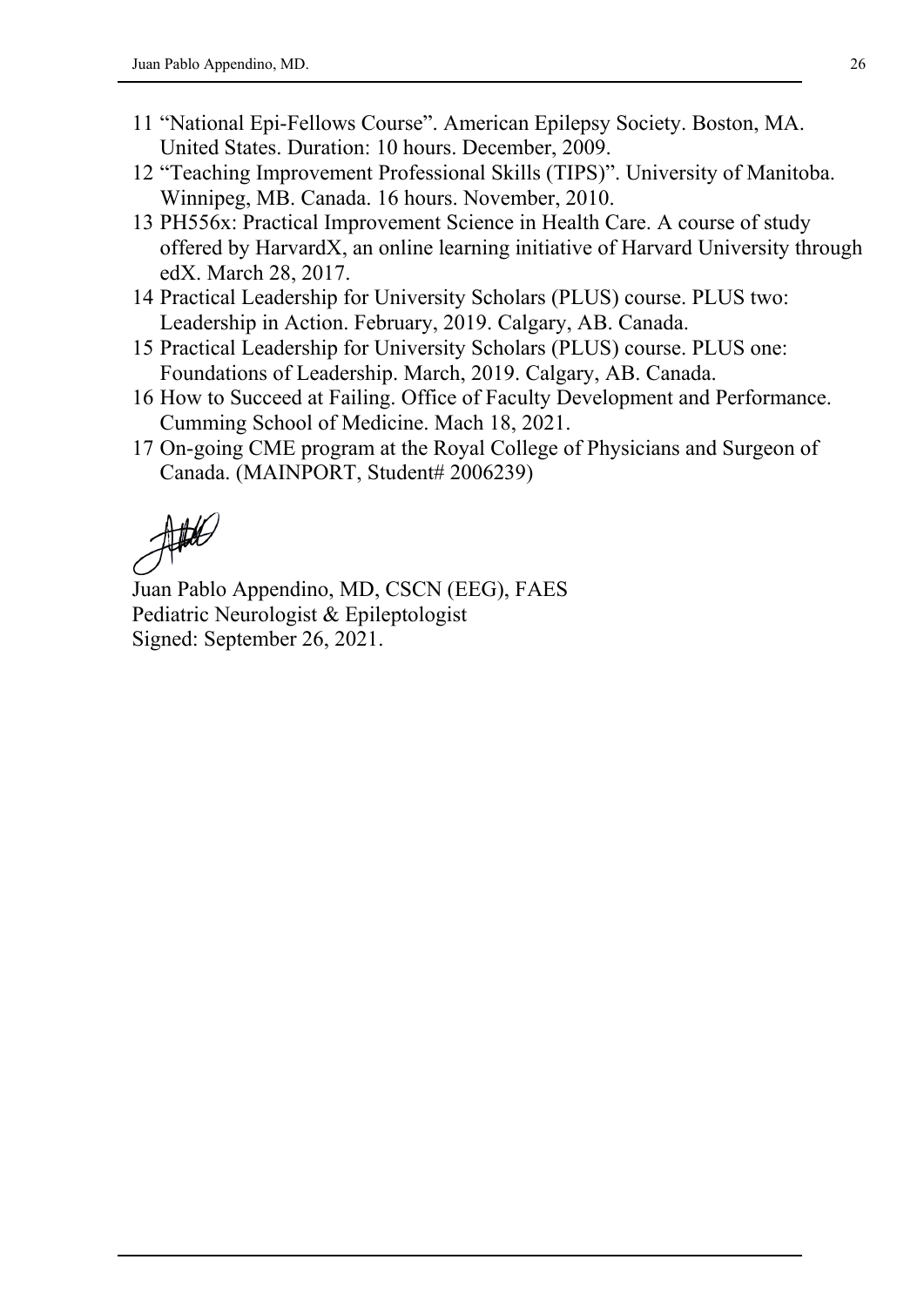11 "National Epi-Fellows Course". American Epilepsy Society. Boston, MA. United States. Duration: 10 hours. December, 2009.
12 "Teaching Improvement Professional Skills (TIPS)". University of Manitoba. Winnipeg, MB. Canada. 16 hours. November, 2010.
13 PH556x: Practical Improvement Science in Health Care. A course of study offered by HarvardX, an online learning initiative of Harvard University through edX. March 28, 2017.
14 Practical Leadership for University Scholars (PLUS) course. PLUS two: Leadership in Action. February, 2019. Calgary, AB. Canada.
15 Practical Leadership for University Scholars (PLUS) course. PLUS one: Foundations of Leadership. March, 2019. Calgary, AB. Canada.
16 How to Succeed at Failing. Office of Faculty Development and Performance. Cumming School of Medicine. Mach 18, 2021.
17 On-going CME program at the Royal College of Physicians and Surgeon of Canada. (MAINPORT, Student# 2006239)

Juan Pablo Appendino, MD, CSCN (EEG), FAES
Pediatric Neurologist & Epileptologist
Signed: September 26, 2021.